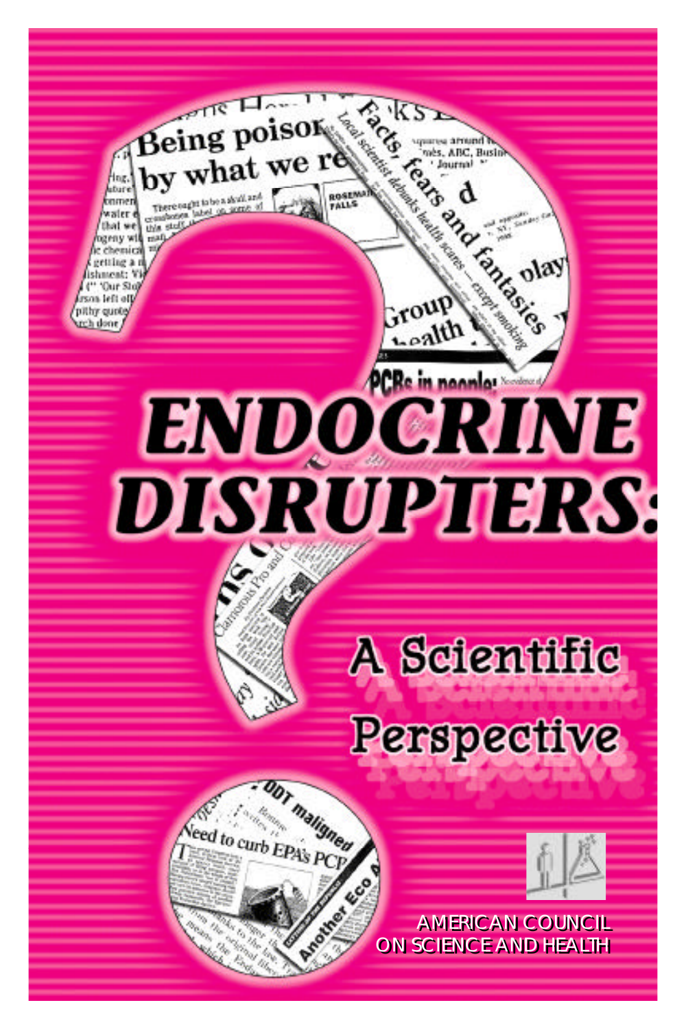# ENDOCRINE DISRUPTERS:

## A Scientific Perspective

AMERICAN COUNCIL ON SCIENCE AND HEALTH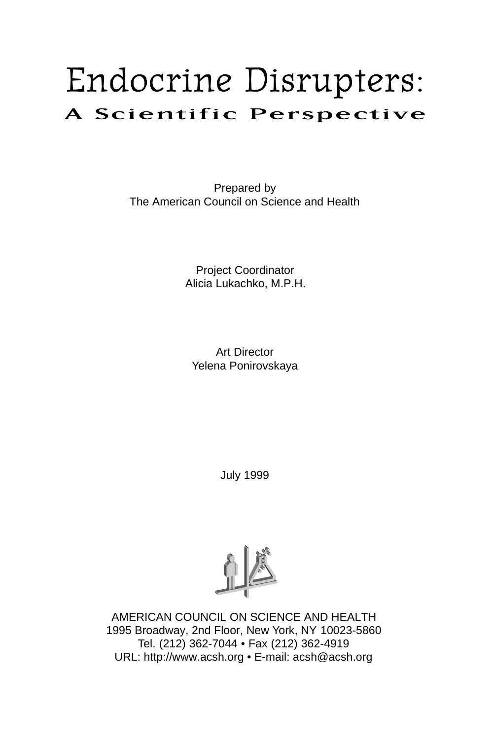# Endocrine Disrupters:

## A Scientific Perspective

Prepared by
The American Council on Science and Health

Project Coordinator
Alicia Lukachko, M.P.H.

Art Director
Yelena Ponirovskaya

July 1999

AMERICAN COUNCIL ON SCIENCE AND HEALTH
1995 Broadway, 2nd Floor, New York, NY 10023-5860
Tel. (212) 362-7044 • Fax (212) 362-4919
URL: http://www.acsh.org • E-mail: acsh@acsh.org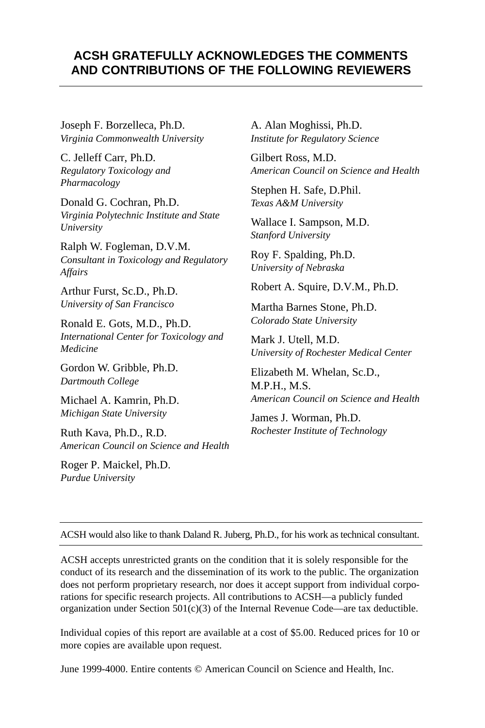## ACSH GRATEFULLY ACKNOWLEDGES THE COMMENTS AND CONTRIBUTIONS OF THE FOLLOWING REVIEWERS

Joseph F. Borzelleca, Ph.D.
*Virginia Commonwealth University*

C. Jelleff Carr, Ph.D.
*Regulatory Toxicology and Pharmacology*

Donald G. Cochran, Ph.D.
*Virginia Polytechnic Institute and State University*

Ralph W. Fogleman, D.V.M.
*Consultant in Toxicology and Regulatory Affairs*

Arthur Furst, Sc.D., Ph.D.
*University of San Francisco*

Ronald E. Gots, M.D., Ph.D.
*International Center for Toxicology and Medicine*

Gordon W. Gribble, Ph.D.
*Dartmouth College*

Michael A. Kamrin, Ph.D.
*Michigan State University*

Ruth Kava, Ph.D., R.D.
*American Council on Science and Health*

Roger P. Maickel, Ph.D.
*Purdue University*

A. Alan Moghissi, Ph.D.
*Institute for Regulatory Science*

Gilbert Ross, M.D.
*American Council on Science and Health*

Stephen H. Safe, D.Phil.
*Texas A&M University*

Wallace I. Sampson, M.D.
*Stanford University*

Roy F. Spalding, Ph.D.
*University of Nebraska*

Robert A. Squire, D.V.M., Ph.D.

Martha Barnes Stone, Ph.D.
*Colorado State University*

Mark J. Utell, M.D.
*University of Rochester Medical Center*

Elizabeth M. Whelan, Sc.D., M.P.H., M.S.
*American Council on Science and Health*

James J. Worman, Ph.D.
*Rochester Institute of Technology*

---

ACSH would also like to thank Daland R. Juberg, Ph.D., for his work as technical consultant.

---

ACSH accepts unrestricted grants on the condition that it is solely responsible for the conduct of its research and the dissemination of its work to the public. The organization does not perform proprietary research, nor does it accept support from individual corporations for specific research projects. All contributions to ACSH—a publicly funded organization under Section 501(c)(3) of the Internal Revenue Code—are tax deductible.

Individual copies of this report are available at a cost of $5.00. Reduced prices for 10 or more copies are available upon request.

June 1999-4000. Entire contents © American Council on Science and Health, Inc.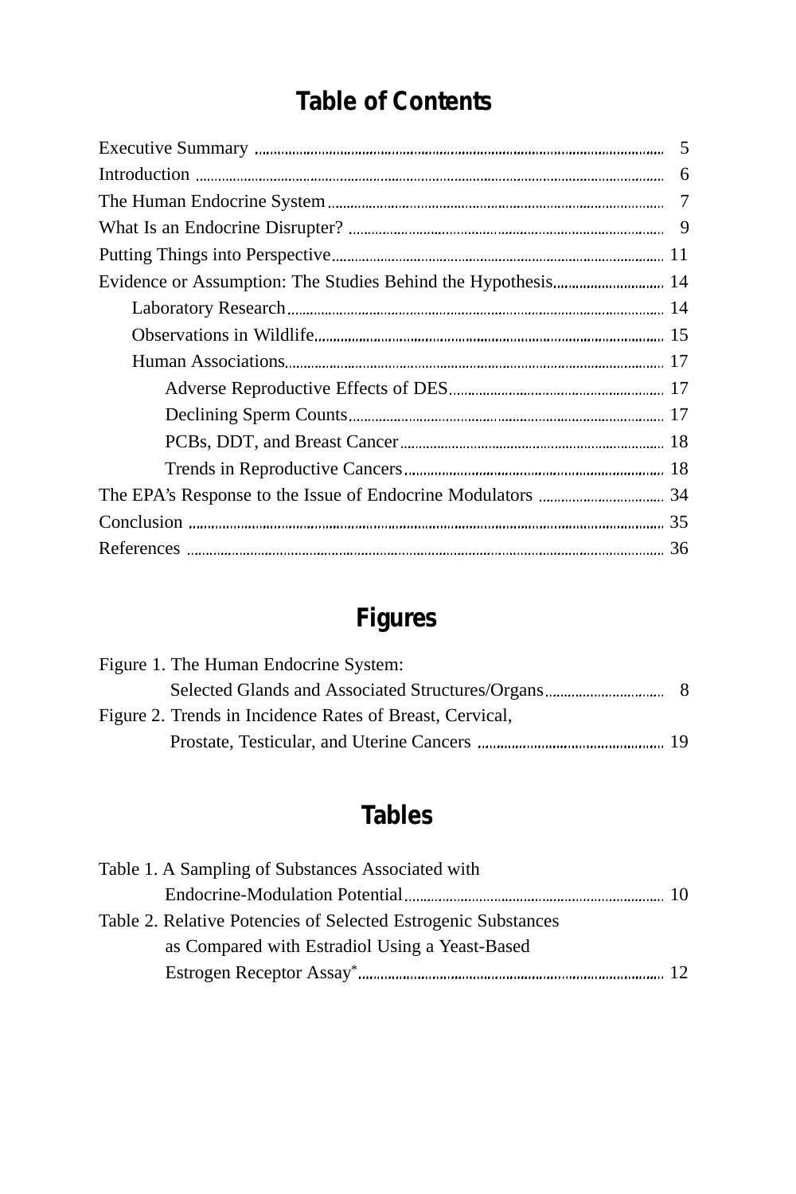## Table of Contents

- Executive Summary ........ 5
- Introduction ........ 6
- The Human Endocrine System ........ 7
- What Is an Endocrine Disrupter? ........ 9
- Putting Things into Perspective ........ 11
- Evidence or Assumption: The Studies Behind the Hypothesis ........ 14
  - Laboratory Research ........ 14
  - Observations in Wildlife ........ 15
  - Human Associations ........ 17
    - Adverse Reproductive Effects of DES ........ 17
    - Declining Sperm Counts ........ 17
    - PCBs, DDT, and Breast Cancer ........ 18
    - Trends in Reproductive Cancers ........ 18
- The EPA's Response to the Issue of Endocrine Modulators ........ 34
- Conclusion ........ 35
- References ........ 36

## Figures

- Figure 1. The Human Endocrine System: Selected Glands and Associated Structures/Organs ........ 8
- Figure 2. Trends in Incidence Rates of Breast, Cervical, Prostate, Testicular, and Uterine Cancers ........ 19

## Tables

- Table 1. A Sampling of Substances Associated with Endocrine-Modulation Potential ........ 10
- Table 2. Relative Potencies of Selected Estrogenic Substances as Compared with Estradiol Using a Yeast-Based Estrogen Receptor Assay* ........ 12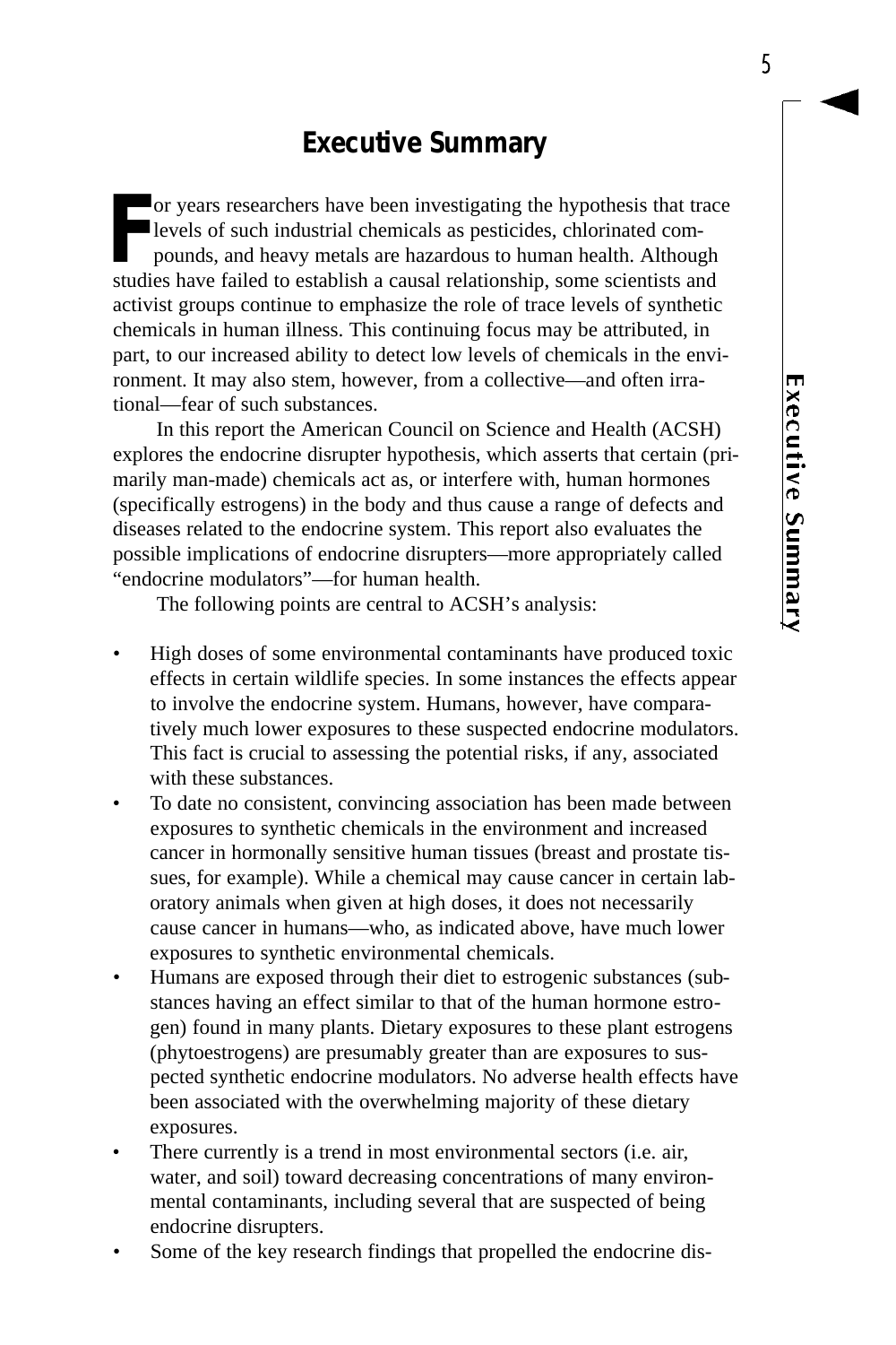# Executive Summary

For years researchers have been investigating the hypothesis that trace levels of such industrial chemicals as pesticides, chlorinated compounds, and heavy metals are hazardous to human health. Although studies have failed to establish a causal relationship, some scientists and activist groups continue to emphasize the role of trace levels of synthetic chemicals in human illness. This continuing focus may be attributed, in part, to our increased ability to detect low levels of chemicals in the environment. It may also stem, however, from a collective—and often irrational—fear of such substances.

In this report the American Council on Science and Health (ACSH) explores the endocrine disrupter hypothesis, which asserts that certain (primarily man-made) chemicals act as, or interfere with, human hormones (specifically estrogens) in the body and thus cause a range of defects and diseases related to the endocrine system. This report also evaluates the possible implications of endocrine disrupters—more appropriately called "endocrine modulators"—for human health.

The following points are central to ACSH's analysis:

- High doses of some environmental contaminants have produced toxic effects in certain wildlife species. In some instances the effects appear to involve the endocrine system. Humans, however, have comparatively much lower exposures to these suspected endocrine modulators. This fact is crucial to assessing the potential risks, if any, associated with these substances.
- To date no consistent, convincing association has been made between exposures to synthetic chemicals in the environment and increased cancer in hormonally sensitive human tissues (breast and prostate tissues, for example). While a chemical may cause cancer in certain laboratory animals when given at high doses, it does not necessarily cause cancer in humans—who, as indicated above, have much lower exposures to synthetic environmental chemicals.
- Humans are exposed through their diet to estrogenic substances (substances having an effect similar to that of the human hormone estrogen) found in many plants. Dietary exposures to these plant estrogens (phytoestrogens) are presumably greater than are exposures to suspected synthetic endocrine modulators. No adverse health effects have been associated with the overwhelming majority of these dietary exposures.
- There currently is a trend in most environmental sectors (i.e. air, water, and soil) toward decreasing concentrations of many environmental contaminants, including several that are suspected of being endocrine disrupters.
- Some of the key research findings that propelled the endocrine dis-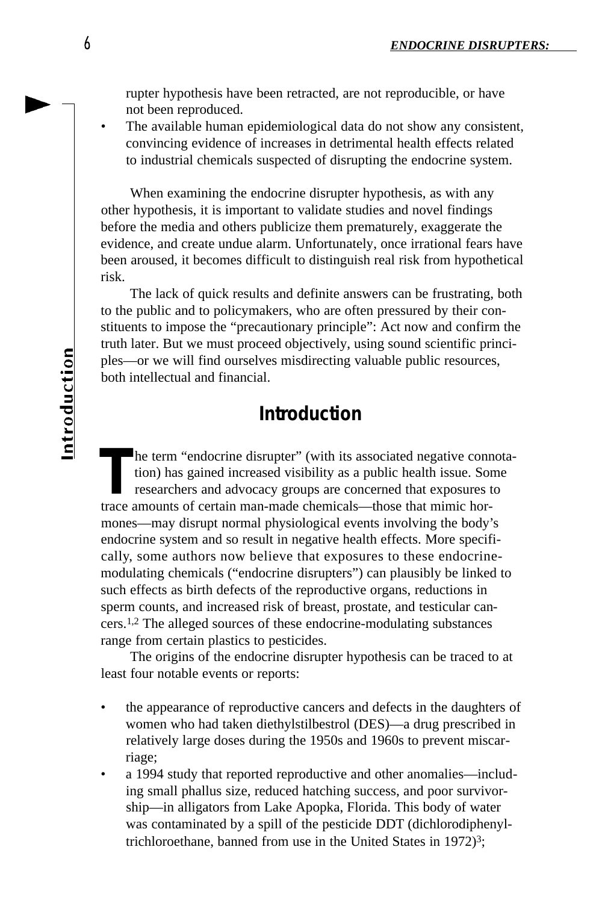rupter hypothesis have been retracted, are not reproducible, or have not been reproduced.

- The available human epidemiological data do not show any consistent, convincing evidence of increases in detrimental health effects related to industrial chemicals suspected of disrupting the endocrine system.

When examining the endocrine disrupter hypothesis, as with any other hypothesis, it is important to validate studies and novel findings before the media and others publicize them prematurely, exaggerate the evidence, and create undue alarm. Unfortunately, once irrational fears have been aroused, it becomes difficult to distinguish real risk from hypothetical risk.

The lack of quick results and definite answers can be frustrating, both to the public and to policymakers, who are often pressured by their constituents to impose the "precautionary principle": Act now and confirm the truth later. But we must proceed objectively, using sound scientific principles—or we will find ourselves misdirecting valuable public resources, both intellectual and financial.

## Introduction

The term "endocrine disrupter" (with its associated negative connotation) has gained increased visibility as a public health issue. Some researchers and advocacy groups are concerned that exposures to trace amounts of certain man-made chemicals—those that mimic hormones—may disrupt normal physiological events involving the body's endocrine system and so result in negative health effects. More specifically, some authors now believe that exposures to these endocrine-modulating chemicals ("endocrine disrupters") can plausibly be linked to such effects as birth defects of the reproductive organs, reductions in sperm counts, and increased risk of breast, prostate, and testicular cancers.[1,2] The alleged sources of these endocrine-modulating substances range from certain plastics to pesticides.

The origins of the endocrine disrupter hypothesis can be traced to at least four notable events or reports:

- the appearance of reproductive cancers and defects in the daughters of women who had taken diethylstilbestrol (DES)—a drug prescribed in relatively large doses during the 1950s and 1960s to prevent miscarriage;
- a 1994 study that reported reproductive and other anomalies—including small phallus size, reduced hatching success, and poor survivorship—in alligators from Lake Apopka, Florida. This body of water was contaminated by a spill of the pesticide DDT (dichlorodiphenyltrichloroethane, banned from use in the United States in 1972)[3];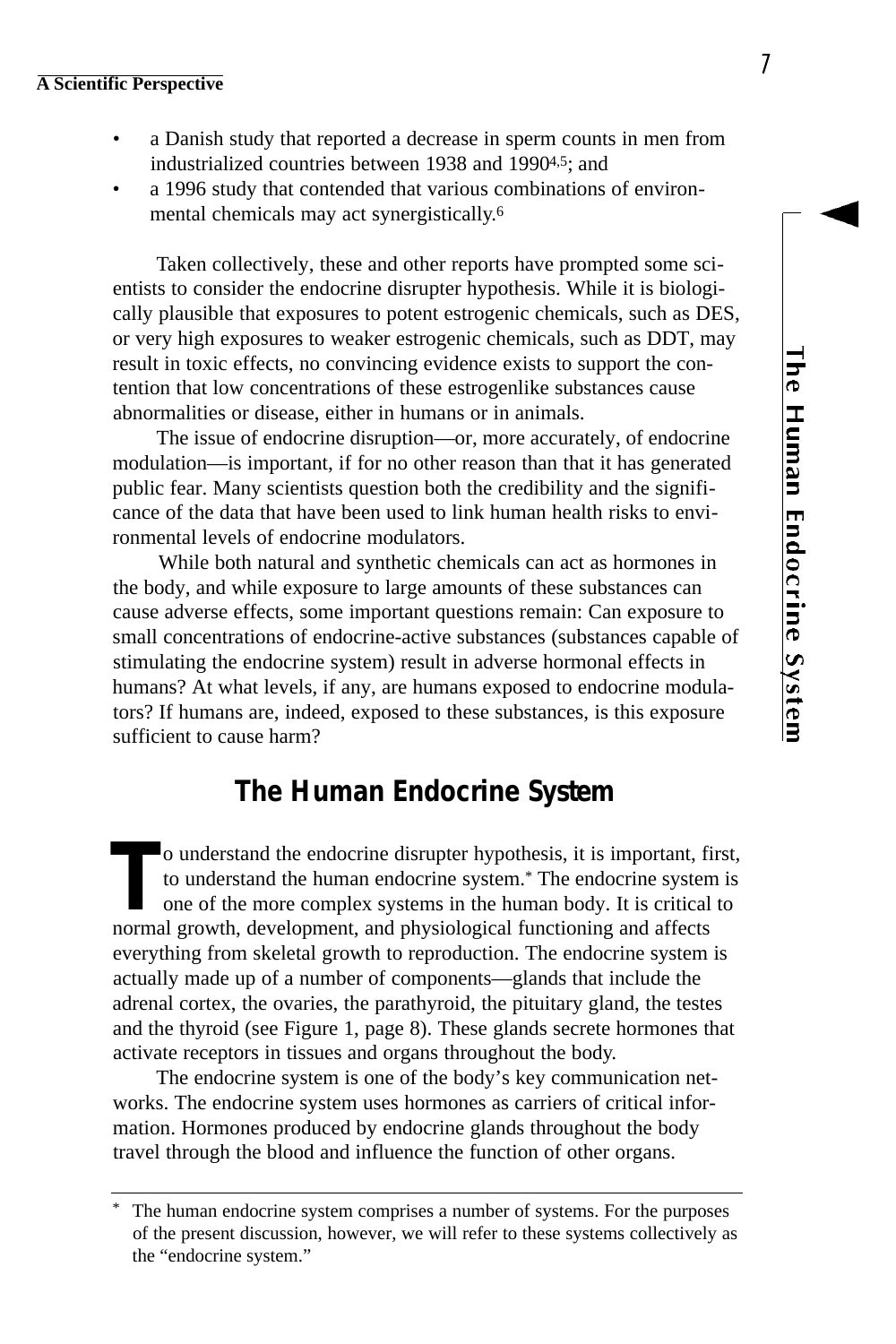- a Danish study that reported a decrease in sperm counts in men from industrialized countries between 1938 and 1990[4,5]; and
- a 1996 study that contended that various combinations of environmental chemicals may act synergistically.[6]

Taken collectively, these and other reports have prompted some scientists to consider the endocrine disrupter hypothesis. While it is biologically plausible that exposures to potent estrogenic chemicals, such as DES, or very high exposures to weaker estrogenic chemicals, such as DDT, may result in toxic effects, no convincing evidence exists to support the contention that low concentrations of these estrogenlike substances cause abnormalities or disease, either in humans or in animals.

The issue of endocrine disruption—or, more accurately, of endocrine modulation—is important, if for no other reason than that it has generated public fear. Many scientists question both the credibility and the significance of the data that have been used to link human health risks to environmental levels of endocrine modulators.

While both natural and synthetic chemicals can act as hormones in the body, and while exposure to large amounts of these substances can cause adverse effects, some important questions remain: Can exposure to small concentrations of endocrine-active substances (substances capable of stimulating the endocrine system) result in adverse hormonal effects in humans? At what levels, if any, are humans exposed to endocrine modulators? If humans are, indeed, exposed to these substances, is this exposure sufficient to cause harm?

## The Human Endocrine System

To understand the endocrine disrupter hypothesis, it is important, first, to understand the human endocrine system.* The endocrine system is one of the more complex systems in the human body. It is critical to normal growth, development, and physiological functioning and affects everything from skeletal growth to reproduction. The endocrine system is actually made up of a number of components—glands that include the adrenal cortex, the ovaries, the parathyroid, the pituitary gland, the testes and the thyroid (see Figure 1, page 8). These glands secrete hormones that activate receptors in tissues and organs throughout the body.

The endocrine system is one of the body's key communication networks. The endocrine system uses hormones as carriers of critical information. Hormones produced by endocrine glands throughout the body travel through the blood and influence the function of other organs.

---

* The human endocrine system comprises a number of systems. For the purposes of the present discussion, however, we will refer to these systems collectively as the "endocrine system."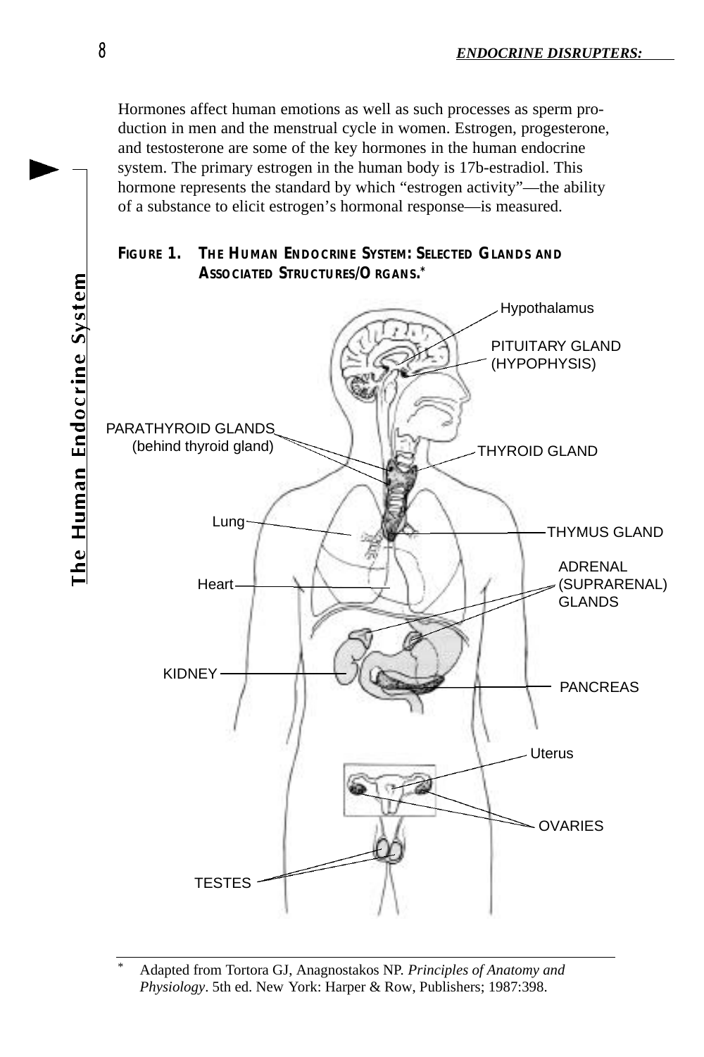Hormones affect human emotions as well as such processes as sperm production in men and the menstrual cycle in women. Estrogen, progesterone, and testosterone are some of the key hormones in the human endocrine system. The primary estrogen in the human body is 17b-estradiol. This hormone represents the standard by which “estrogen activity”—the ability of a substance to elicit estrogen’s hormonal response—is measured.

**FIGURE 1. THE HUMAN ENDOCRINE SYSTEM: SELECTED GLANDS AND ASSOCIATED STRUCTURES/ORGANS.***

Hypothalamus

PITUITARY GLAND (HYPOPHYSIS)

PARATHYROID GLANDS (behind thyroid gland)

THYROID GLAND

Lung

THYMUS GLAND

Heart

ADRENAL (SUPRARENAL) GLANDS

KIDNEY

PANCREAS

Uterus

OVARIES

TESTES

---

* Adapted from Tortora GJ, Anagnostakos NP. *Principles of Anatomy and Physiology*. 5th ed. New York: Harper & Row, Publishers; 1987:398.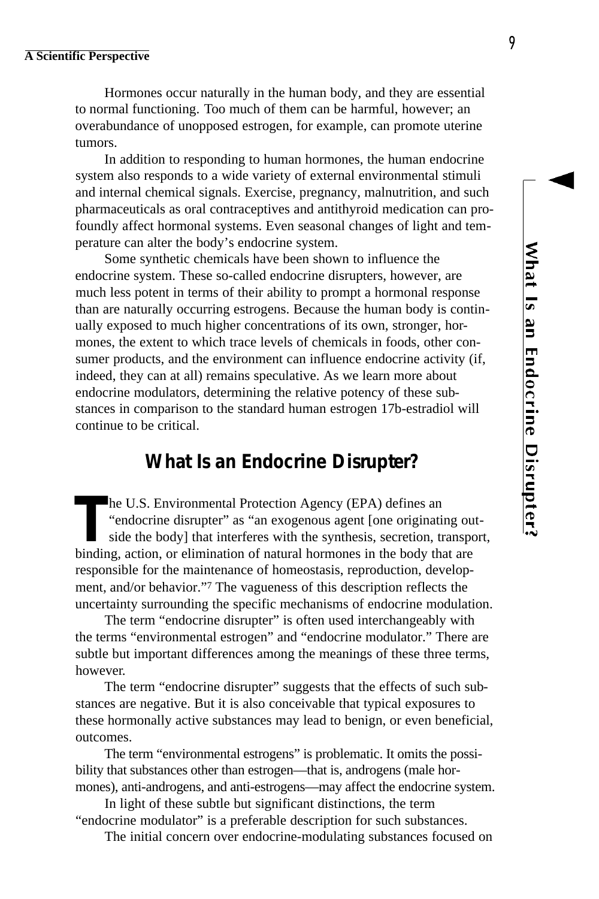Hormones occur naturally in the human body, and they are essential to normal functioning. Too much of them can be harmful, however; an overabundance of unopposed estrogen, for example, can promote uterine tumors.

In addition to responding to human hormones, the human endocrine system also responds to a wide variety of external environmental stimuli and internal chemical signals. Exercise, pregnancy, malnutrition, and such pharmaceuticals as oral contraceptives and antithyroid medication can profoundly affect hormonal systems. Even seasonal changes of light and temperature can alter the body's endocrine system.

Some synthetic chemicals have been shown to influence the endocrine system. These so-called endocrine disrupters, however, are much less potent in terms of their ability to prompt a hormonal response than are naturally occurring estrogens. Because the human body is continually exposed to much higher concentrations of its own, stronger, hormones, the extent to which trace levels of chemicals in foods, other consumer products, and the environment can influence endocrine activity (if, indeed, they can at all) remains speculative. As we learn more about endocrine modulators, determining the relative potency of these substances in comparison to the standard human estrogen 17b-estradiol will continue to be critical.

## What Is an Endocrine Disrupter?

The U.S. Environmental Protection Agency (EPA) defines an "endocrine disrupter" as "an exogenous agent [one originating outside the body] that interferes with the synthesis, secretion, transport, binding, action, or elimination of natural hormones in the body that are responsible for the maintenance of homeostasis, reproduction, development, and/or behavior."[7] The vagueness of this description reflects the uncertainty surrounding the specific mechanisms of endocrine modulation.

The term "endocrine disrupter" is often used interchangeably with the terms "environmental estrogen" and "endocrine modulator." There are subtle but important differences among the meanings of these three terms, however.

The term "endocrine disrupter" suggests that the effects of such substances are negative. But it is also conceivable that typical exposures to these hormonally active substances may lead to benign, or even beneficial, outcomes.

The term "environmental estrogens" is problematic. It omits the possibility that substances other than estrogen—that is, androgens (male hormones), anti-androgens, and anti-estrogens—may affect the endocrine system.

In light of these subtle but significant distinctions, the term "endocrine modulator" is a preferable description for such substances.

The initial concern over endocrine-modulating substances focused on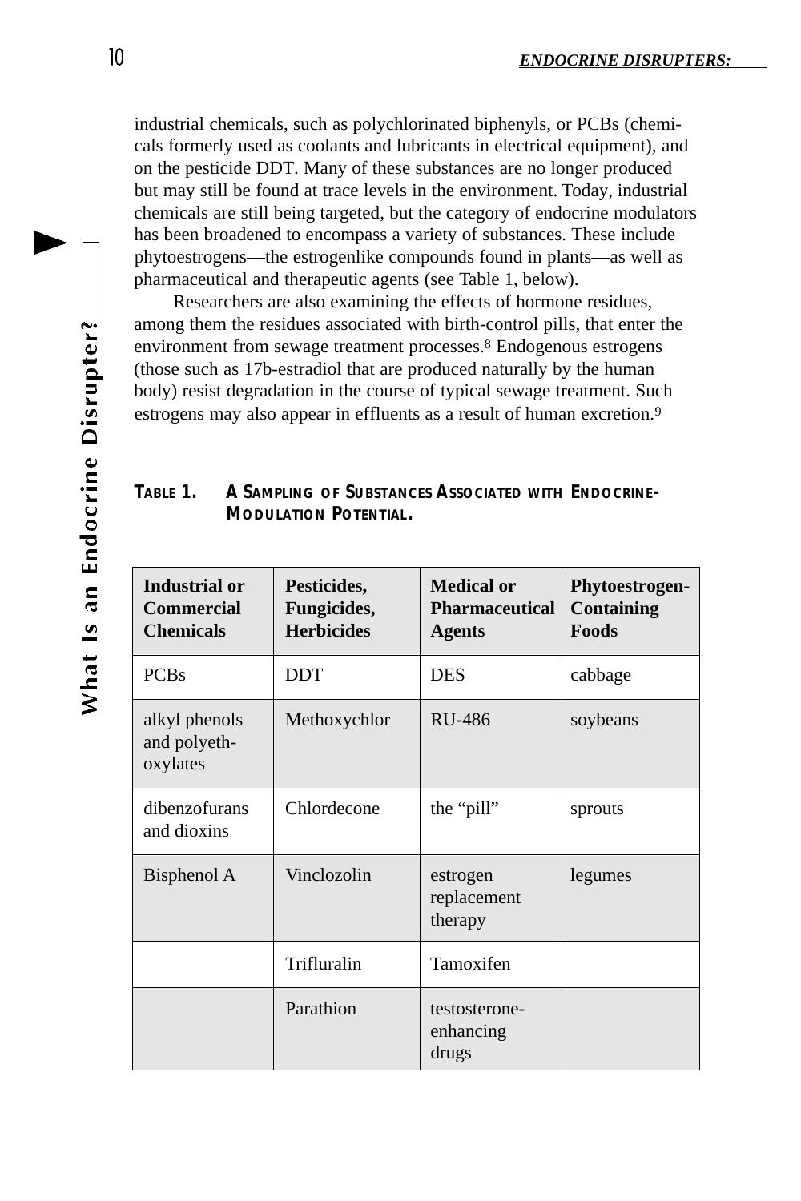industrial chemicals, such as polychlorinated biphenyls, or PCBs (chemicals formerly used as coolants and lubricants in electrical equipment), and on the pesticide DDT. Many of these substances are no longer produced but may still be found at trace levels in the environment. Today, industrial chemicals are still being targeted, but the category of endocrine modulators has been broadened to encompass a variety of substances. These include phytoestrogens—the estrogenlike compounds found in plants—as well as pharmaceutical and therapeutic agents (see Table 1, below).

Researchers are also examining the effects of hormone residues, among them the residues associated with birth-control pills, that enter the environment from sewage treatment processes.[8] Endogenous estrogens (those such as 17b-estradiol that are produced naturally by the human body) resist degradation in the course of typical sewage treatment. Such estrogens may also appear in effluents as a result of human excretion.[9]

**TABLE 1. A SAMPLING OF SUBSTANCES ASSOCIATED WITH ENDOCRINE-MODULATION POTENTIAL.**

| Industrial or Commercial Chemicals | Pesticides, Fungicides, Herbicides | Medical or Pharmaceutical Agents | Phytoestrogen-Containing Foods |
|---|---|---|---|
| PCBs | DDT | DES | cabbage |
| alkyl phenols and polyethoxylates | Methoxychlor | RU-486 | soybeans |
| dibenzofurans and dioxins | Chlordecone | the “pill” | sprouts |
| Bisphenol A | Vinclozolin | estrogen replacement therapy | legumes |
| | Trifluralin | Tamoxifen | |
| | Parathion | testosterone-enhancing drugs | |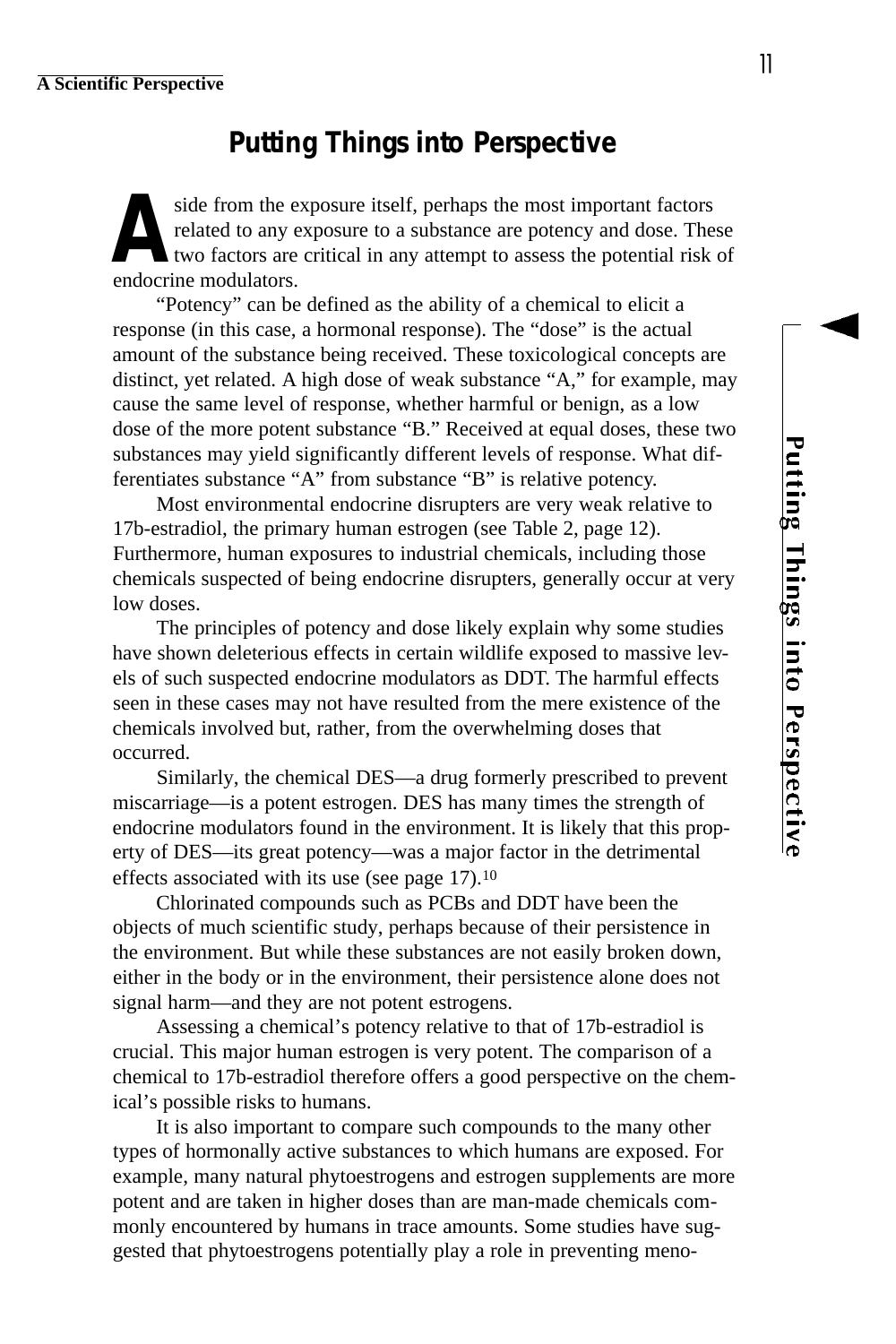## Putting Things into Perspective

Aside from the exposure itself, perhaps the most important factors related to any exposure to a substance are potency and dose. These two factors are critical in any attempt to assess the potential risk of endocrine modulators.

"Potency" can be defined as the ability of a chemical to elicit a response (in this case, a hormonal response). The "dose" is the actual amount of the substance being received. These toxicological concepts are distinct, yet related. A high dose of weak substance "A," for example, may cause the same level of response, whether harmful or benign, as a low dose of the more potent substance "B." Received at equal doses, these two substances may yield significantly different levels of response. What differentiates substance "A" from substance "B" is relative potency.

Most environmental endocrine disrupters are very weak relative to 17b-estradiol, the primary human estrogen (see Table 2, page 12). Furthermore, human exposures to industrial chemicals, including those chemicals suspected of being endocrine disrupters, generally occur at very low doses.

The principles of potency and dose likely explain why some studies have shown deleterious effects in certain wildlife exposed to massive levels of such suspected endocrine modulators as DDT. The harmful effects seen in these cases may not have resulted from the mere existence of the chemicals involved but, rather, from the overwhelming doses that occurred.

Similarly, the chemical DES—a drug formerly prescribed to prevent miscarriage—is a potent estrogen. DES has many times the strength of endocrine modulators found in the environment. It is likely that this property of DES—its great potency—was a major factor in the detrimental effects associated with its use (see page 17).[10]

Chlorinated compounds such as PCBs and DDT have been the objects of much scientific study, perhaps because of their persistence in the environment. But while these substances are not easily broken down, either in the body or in the environment, their persistence alone does not signal harm—and they are not potent estrogens.

Assessing a chemical's potency relative to that of 17b-estradiol is crucial. This major human estrogen is very potent. The comparison of a chemical to 17b-estradiol therefore offers a good perspective on the chemical's possible risks to humans.

It is also important to compare such compounds to the many other types of hormonally active substances to which humans are exposed. For example, many natural phytoestrogens and estrogen supplements are more potent and are taken in higher doses than are man-made chemicals commonly encountered by humans in trace amounts. Some studies have suggested that phytoestrogens potentially play a role in preventing meno-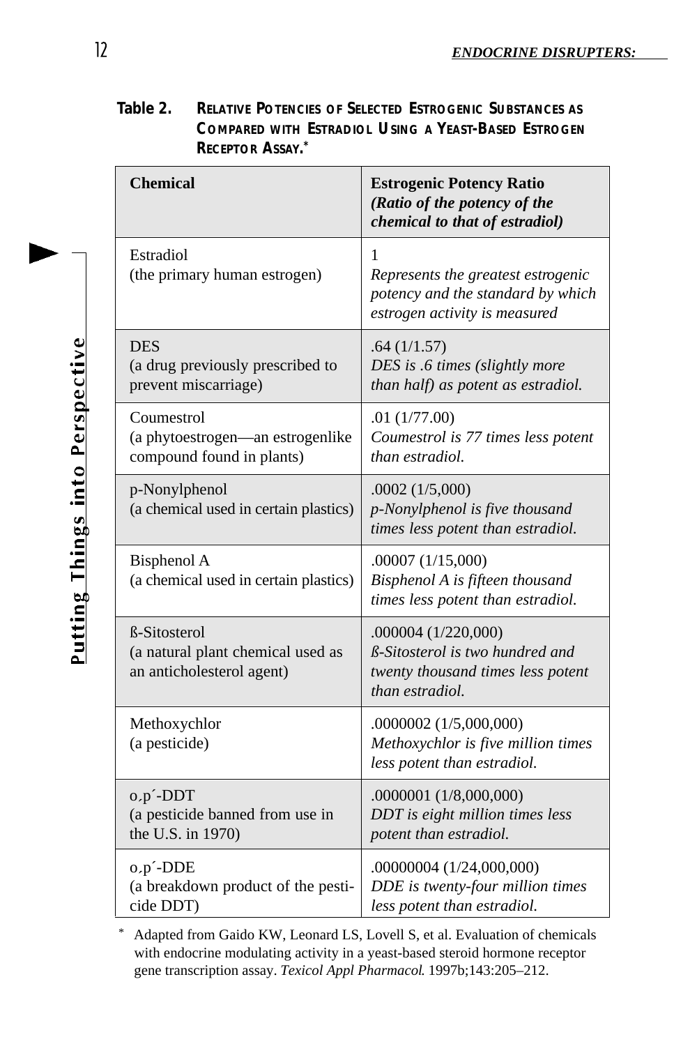**Table 2. RELATIVE POTENCIES OF SELECTED ESTROGENIC SUBSTANCES AS COMPARED WITH ESTRADIOL USING A YEAST-BASED ESTROGEN RECEPTOR ASSAY.***

| Chemical | Estrogenic Potency Ratio *(Ratio of the potency of the chemical to that of estradiol)* |
|---|---|
| Estradiol (the primary human estrogen) | 1 *Represents the greatest estrogenic potency and the standard by which estrogen activity is measured* |
| DES (a drug previously prescribed to prevent miscarriage) | .64 (1/1.57) *DES is .6 times (slightly more than half) as potent as estradiol.* |
| Coumestrol (a phytoestrogen—an estrogenlike compound found in plants) | .01 (1/77.00) *Coumestrol is 77 times less potent than estradiol.* |
| p-Nonylphenol (a chemical used in certain plastics) | .0002 (1/5,000) *p-Nonylphenol is five thousand times less potent than estradiol.* |
| Bisphenol A (a chemical used in certain plastics) | .00007 (1/15,000) *Bisphenol A is fifteen thousand times less potent than estradiol.* |
| ß-Sitosterol (a natural plant chemical used as an anticholesterol agent) | .000004 (1/220,000) *ß-Sitosterol is two hundred and twenty thousand times less potent than estradiol.* |
| Methoxychlor (a pesticide) | .0000002 (1/5,000,000) *Methoxychlor is five million times less potent than estradiol.* |
| o,p´-DDT (a pesticide banned from use in the U.S. in 1970) | .0000001 (1/8,000,000) *DDT is eight million times less potent than estradiol.* |
| o,p´-DDE (a breakdown product of the pesticide DDT) | .00000004 (1/24,000,000) *DDE is twenty-four million times less potent than estradiol.* |

\* Adapted from Gaido KW, Leonard LS, Lovell S, et al. Evaluation of chemicals with endocrine modulating activity in a yeast-based steroid hormone receptor gene transcription assay. *Texicol Appl Pharmacol*. 1997b;143:205–212.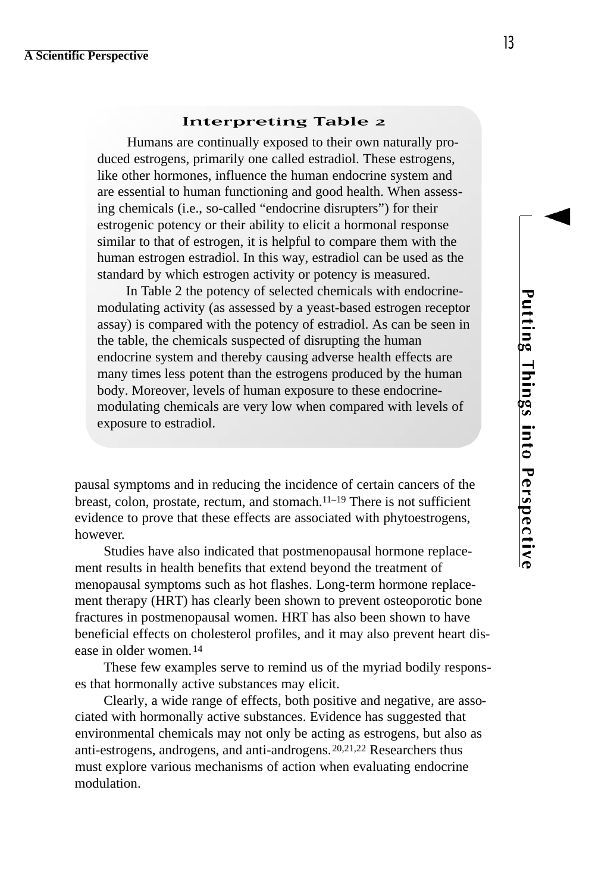### Interpreting Table 2

Humans are continually exposed to their own naturally produced estrogens, primarily one called estradiol. These estrogens, like other hormones, influence the human endocrine system and are essential to human functioning and good health. When assessing chemicals (i.e., so-called "endocrine disrupters") for their estrogenic potency or their ability to elicit a hormonal response similar to that of estrogen, it is helpful to compare them with the human estrogen estradiol. In this way, estradiol can be used as the standard by which estrogen activity or potency is measured.

In Table 2 the potency of selected chemicals with endocrine-modulating activity (as assessed by a yeast-based estrogen receptor assay) is compared with the potency of estradiol. As can be seen in the table, the chemicals suspected of disrupting the human endocrine system and thereby causing adverse health effects are many times less potent than the estrogens produced by the human body. Moreover, levels of human exposure to these endocrine-modulating chemicals are very low when compared with levels of exposure to estradiol.

pausal symptoms and in reducing the incidence of certain cancers of the breast, colon, prostate, rectum, and stomach.[11–19] There is not sufficient evidence to prove that these effects are associated with phytoestrogens, however.

Studies have also indicated that postmenopausal hormone replacement results in health benefits that extend beyond the treatment of menopausal symptoms such as hot flashes. Long-term hormone replacement therapy (HRT) has clearly been shown to prevent osteoporotic bone fractures in postmenopausal women. HRT has also been shown to have beneficial effects on cholesterol profiles, and it may also prevent heart disease in older women.[14]

These few examples serve to remind us of the myriad bodily responses that hormonally active substances may elicit.

Clearly, a wide range of effects, both positive and negative, are associated with hormonally active substances. Evidence has suggested that environmental chemicals may not only be acting as estrogens, but also as anti-estrogens, androgens, and anti-androgens.[20,21,22] Researchers thus must explore various mechanisms of action when evaluating endocrine modulation.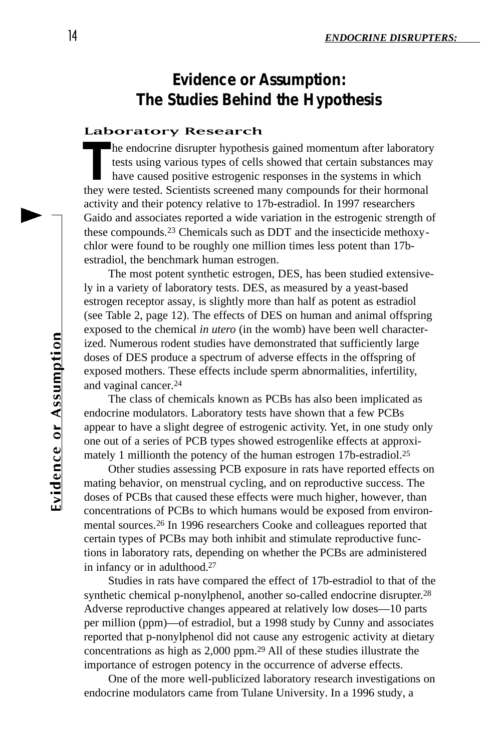# Evidence or Assumption: The Studies Behind the Hypothesis

## Laboratory Research

The endocrine disrupter hypothesis gained momentum after laboratory tests using various types of cells showed that certain substances may have caused positive estrogenic responses in the systems in which they were tested. Scientists screened many compounds for their hormonal activity and their potency relative to 17b-estradiol. In 1997 researchers Gaido and associates reported a wide variation in the estrogenic strength of these compounds.[23] Chemicals such as DDT and the insecticide methoxychlor were found to be roughly one million times less potent than 17b-estradiol, the benchmark human estrogen.

The most potent synthetic estrogen, DES, has been studied extensively in a variety of laboratory tests. DES, as measured by a yeast-based estrogen receptor assay, is slightly more than half as potent as estradiol (see Table 2, page 12). The effects of DES on human and animal offspring exposed to the chemical *in utero* (in the womb) have been well characterized. Numerous rodent studies have demonstrated that sufficiently large doses of DES produce a spectrum of adverse effects in the offspring of exposed mothers. These effects include sperm abnormalities, infertility, and vaginal cancer.[24]

The class of chemicals known as PCBs has also been implicated as endocrine modulators. Laboratory tests have shown that a few PCBs appear to have a slight degree of estrogenic activity. Yet, in one study only one out of a series of PCB types showed estrogenlike effects at approximately 1 millionth the potency of the human estrogen 17b-estradiol.[25]

Other studies assessing PCB exposure in rats have reported effects on mating behavior, on menstrual cycling, and on reproductive success. The doses of PCBs that caused these effects were much higher, however, than concentrations of PCBs to which humans would be exposed from environmental sources.[26] In 1996 researchers Cooke and colleagues reported that certain types of PCBs may both inhibit and stimulate reproductive functions in laboratory rats, depending on whether the PCBs are administered in infancy or in adulthood.[27]

Studies in rats have compared the effect of 17b-estradiol to that of the synthetic chemical p-nonylphenol, another so-called endocrine disrupter.[28] Adverse reproductive changes appeared at relatively low doses—10 parts per million (ppm)—of estradiol, but a 1998 study by Cunny and associates reported that p-nonylphenol did not cause any estrogenic activity at dietary concentrations as high as 2,000 ppm.[29] All of these studies illustrate the importance of estrogen potency in the occurrence of adverse effects.

One of the more well-publicized laboratory research investigations on endocrine modulators came from Tulane University. In a 1996 study, a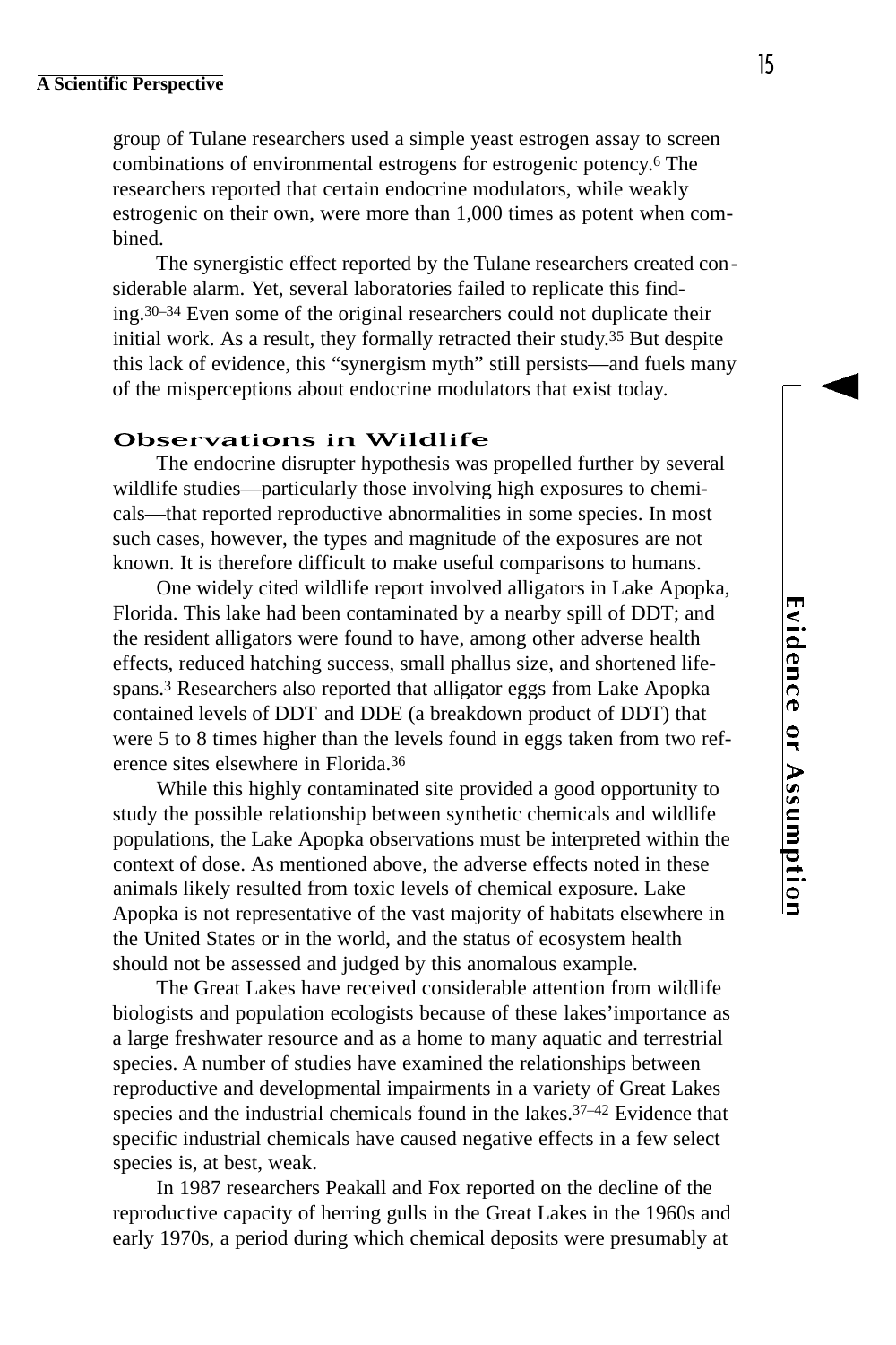group of Tulane researchers used a simple yeast estrogen assay to screen combinations of environmental estrogens for estrogenic potency.[6] The researchers reported that certain endocrine modulators, while weakly estrogenic on their own, were more than 1,000 times as potent when combined.

The synergistic effect reported by the Tulane researchers created considerable alarm. Yet, several laboratories failed to replicate this finding.[30–34] Even some of the original researchers could not duplicate their initial work. As a result, they formally retracted their study.[35] But despite this lack of evidence, this "synergism myth" still persists—and fuels many of the misperceptions about endocrine modulators that exist today.

### Observations in Wildlife

The endocrine disrupter hypothesis was propelled further by several wildlife studies—particularly those involving high exposures to chemicals—that reported reproductive abnormalities in some species. In most such cases, however, the types and magnitude of the exposures are not known. It is therefore difficult to make useful comparisons to humans.

One widely cited wildlife report involved alligators in Lake Apopka, Florida. This lake had been contaminated by a nearby spill of DDT; and the resident alligators were found to have, among other adverse health effects, reduced hatching success, small phallus size, and shortened lifespans.[3] Researchers also reported that alligator eggs from Lake Apopka contained levels of DDT and DDE (a breakdown product of DDT) that were 5 to 8 times higher than the levels found in eggs taken from two reference sites elsewhere in Florida.[36]

While this highly contaminated site provided a good opportunity to study the possible relationship between synthetic chemicals and wildlife populations, the Lake Apopka observations must be interpreted within the context of dose. As mentioned above, the adverse effects noted in these animals likely resulted from toxic levels of chemical exposure. Lake Apopka is not representative of the vast majority of habitats elsewhere in the United States or in the world, and the status of ecosystem health should not be assessed and judged by this anomalous example.

The Great Lakes have received considerable attention from wildlife biologists and population ecologists because of these lakes' importance as a large freshwater resource and as a home to many aquatic and terrestrial species. A number of studies have examined the relationships between reproductive and developmental impairments in a variety of Great Lakes species and the industrial chemicals found in the lakes.[37–42] Evidence that specific industrial chemicals have caused negative effects in a few select species is, at best, weak.

In 1987 researchers Peakall and Fox reported on the decline of the reproductive capacity of herring gulls in the Great Lakes in the 1960s and early 1970s, a period during which chemical deposits were presumably at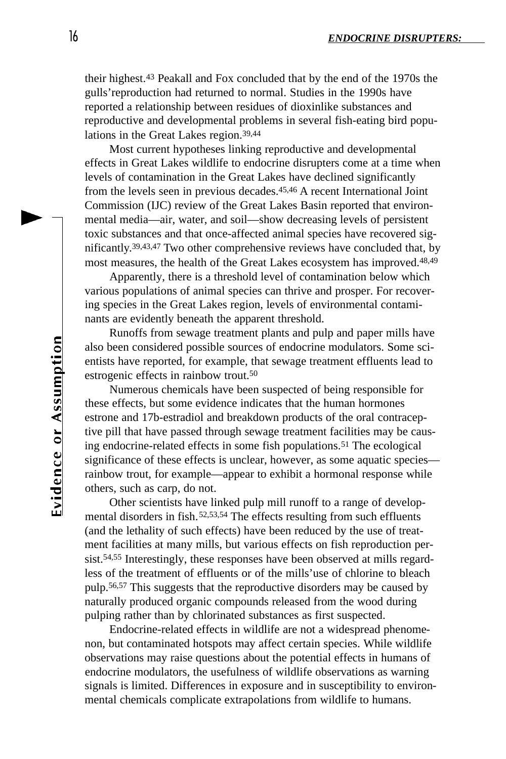their highest.[43] Peakall and Fox concluded that by the end of the 1970s the gulls'reproduction had returned to normal. Studies in the 1990s have reported a relationship between residues of dioxinlike substances and reproductive and developmental problems in several fish-eating bird populations in the Great Lakes region.[39,44]

Most current hypotheses linking reproductive and developmental effects in Great Lakes wildlife to endocrine disrupters come at a time when levels of contamination in the Great Lakes have declined significantly from the levels seen in previous decades.[45,46] A recent International Joint Commission (IJC) review of the Great Lakes Basin reported that environmental media—air, water, and soil—show decreasing levels of persistent toxic substances and that once-affected animal species have recovered significantly.[39,43,47] Two other comprehensive reviews have concluded that, by most measures, the health of the Great Lakes ecosystem has improved.[48,49]

Apparently, there is a threshold level of contamination below which various populations of animal species can thrive and prosper. For recovering species in the Great Lakes region, levels of environmental contaminants are evidently beneath the apparent threshold.

Runoffs from sewage treatment plants and pulp and paper mills have also been considered possible sources of endocrine modulators. Some scientists have reported, for example, that sewage treatment effluents lead to estrogenic effects in rainbow trout.[50]

Numerous chemicals have been suspected of being responsible for these effects, but some evidence indicates that the human hormones estrone and 17b-estradiol and breakdown products of the oral contraceptive pill that have passed through sewage treatment facilities may be causing endocrine-related effects in some fish populations.[51] The ecological significance of these effects is unclear, however, as some aquatic species—rainbow trout, for example—appear to exhibit a hormonal response while others, such as carp, do not.

Other scientists have linked pulp mill runoff to a range of developmental disorders in fish.[52,53,54] The effects resulting from such effluents (and the lethality of such effects) have been reduced by the use of treatment facilities at many mills, but various effects on fish reproduction persist.[54,55] Interestingly, these responses have been observed at mills regardless of the treatment of effluents or of the mills'use of chlorine to bleach pulp.[56,57] This suggests that the reproductive disorders may be caused by naturally produced organic compounds released from the wood during pulping rather than by chlorinated substances as first suspected.

Endocrine-related effects in wildlife are not a widespread phenomenon, but contaminated hotspots may affect certain species. While wildlife observations may raise questions about the potential effects in humans of endocrine modulators, the usefulness of wildlife observations as warning signals is limited. Differences in exposure and in susceptibility to environmental chemicals complicate extrapolations from wildlife to humans.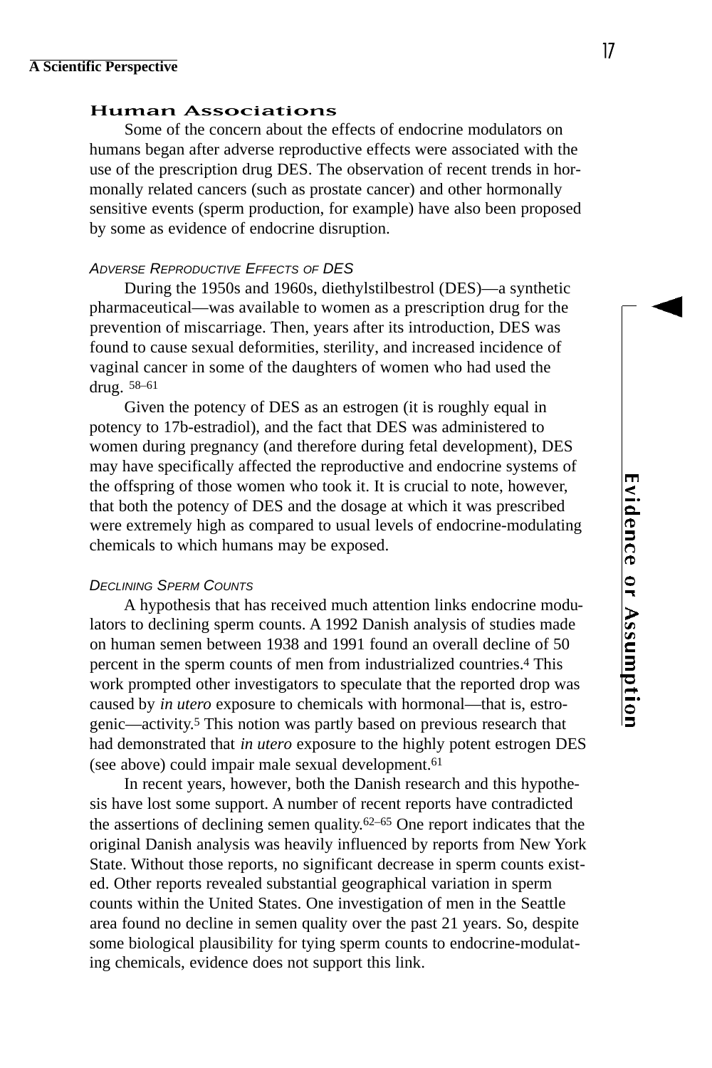## Human Associations

Some of the concern about the effects of endocrine modulators on humans began after adverse reproductive effects were associated with the use of the prescription drug DES. The observation of recent trends in hormonally related cancers (such as prostate cancer) and other hormonally sensitive events (sperm production, for example) have also been proposed by some as evidence of endocrine disruption.

### *Adverse Reproductive Effects of DES*

During the 1950s and 1960s, diethylstilbestrol (DES)—a synthetic pharmaceutical—was available to women as a prescription drug for the prevention of miscarriage. Then, years after its introduction, DES was found to cause sexual deformities, sterility, and increased incidence of vaginal cancer in some of the daughters of women who had used the drug. [58–61]

Given the potency of DES as an estrogen (it is roughly equal in potency to 17b-estradiol), and the fact that DES was administered to women during pregnancy (and therefore during fetal development), DES may have specifically affected the reproductive and endocrine systems of the offspring of those women who took it. It is crucial to note, however, that both the potency of DES and the dosage at which it was prescribed were extremely high as compared to usual levels of endocrine-modulating chemicals to which humans may be exposed.

### *Declining Sperm Counts*

A hypothesis that has received much attention links endocrine modulators to declining sperm counts. A 1992 Danish analysis of studies made on human semen between 1938 and 1991 found an overall decline of 50 percent in the sperm counts of men from industrialized countries.[4] This work prompted other investigators to speculate that the reported drop was caused by *in utero* exposure to chemicals with hormonal—that is, estrogenic—activity.[5] This notion was partly based on previous research that had demonstrated that *in utero* exposure to the highly potent estrogen DES (see above) could impair male sexual development.[61]

In recent years, however, both the Danish research and this hypothesis have lost some support. A number of recent reports have contradicted the assertions of declining semen quality.[62–65] One report indicates that the original Danish analysis was heavily influenced by reports from New York State. Without those reports, no significant decrease in sperm counts existed. Other reports revealed substantial geographical variation in sperm counts within the United States. One investigation of men in the Seattle area found no decline in semen quality over the past 21 years. So, despite some biological plausibility for tying sperm counts to endocrine-modulating chemicals, evidence does not support this link.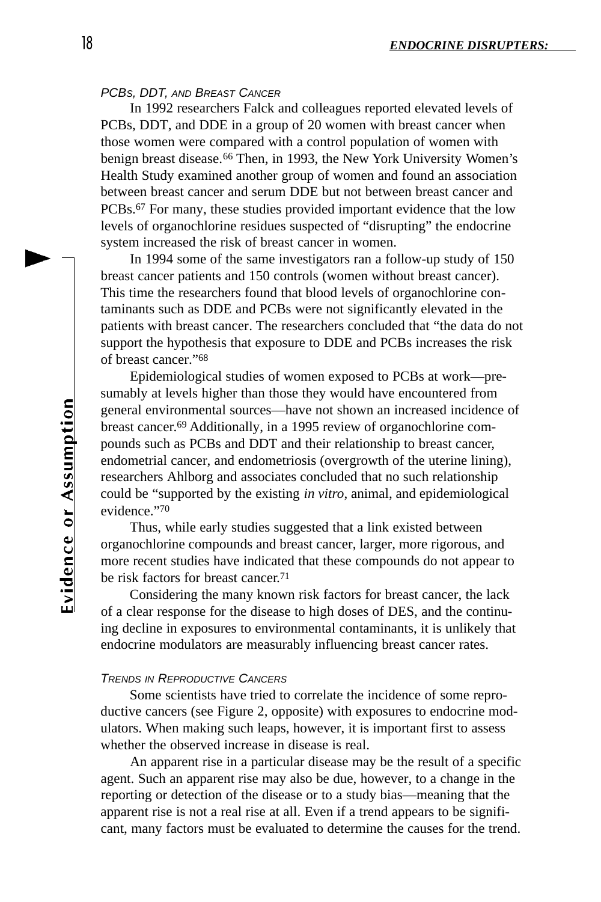### PCBs, DDT, and Breast Cancer

In 1992 researchers Falck and colleagues reported elevated levels of PCBs, DDT, and DDE in a group of 20 women with breast cancer when those women were compared with a control population of women with benign breast disease.[66] Then, in 1993, the New York University Women's Health Study examined another group of women and found an association between breast cancer and serum DDE but not between breast cancer and PCBs.[67] For many, these studies provided important evidence that the low levels of organochlorine residues suspected of "disrupting" the endocrine system increased the risk of breast cancer in women.

In 1994 some of the same investigators ran a follow-up study of 150 breast cancer patients and 150 controls (women without breast cancer). This time the researchers found that blood levels of organochlorine contaminants such as DDE and PCBs were not significantly elevated in the patients with breast cancer. The researchers concluded that "the data do not support the hypothesis that exposure to DDE and PCBs increases the risk of breast cancer."[68]

Epidemiological studies of women exposed to PCBs at work—presumably at levels higher than those they would have encountered from general environmental sources—have not shown an increased incidence of breast cancer.[69] Additionally, in a 1995 review of organochlorine compounds such as PCBs and DDT and their relationship to breast cancer, endometrial cancer, and endometriosis (overgrowth of the uterine lining), researchers Ahlborg and associates concluded that no such relationship could be "supported by the existing *in vitro*, animal, and epidemiological evidence."[70]

Thus, while early studies suggested that a link existed between organochlorine compounds and breast cancer, larger, more rigorous, and more recent studies have indicated that these compounds do not appear to be risk factors for breast cancer.[71]

Considering the many known risk factors for breast cancer, the lack of a clear response for the disease to high doses of DES, and the continuing decline in exposures to environmental contaminants, it is unlikely that endocrine modulators are measurably influencing breast cancer rates.

### Trends in Reproductive Cancers

Some scientists have tried to correlate the incidence of some reproductive cancers (see Figure 2, opposite) with exposures to endocrine modulators. When making such leaps, however, it is important first to assess whether the observed increase in disease is real.

An apparent rise in a particular disease may be the result of a specific agent. Such an apparent rise may also be due, however, to a change in the reporting or detection of the disease or to a study bias—meaning that the apparent rise is not a real rise at all. Even if a trend appears to be significant, many factors must be evaluated to determine the causes for the trend.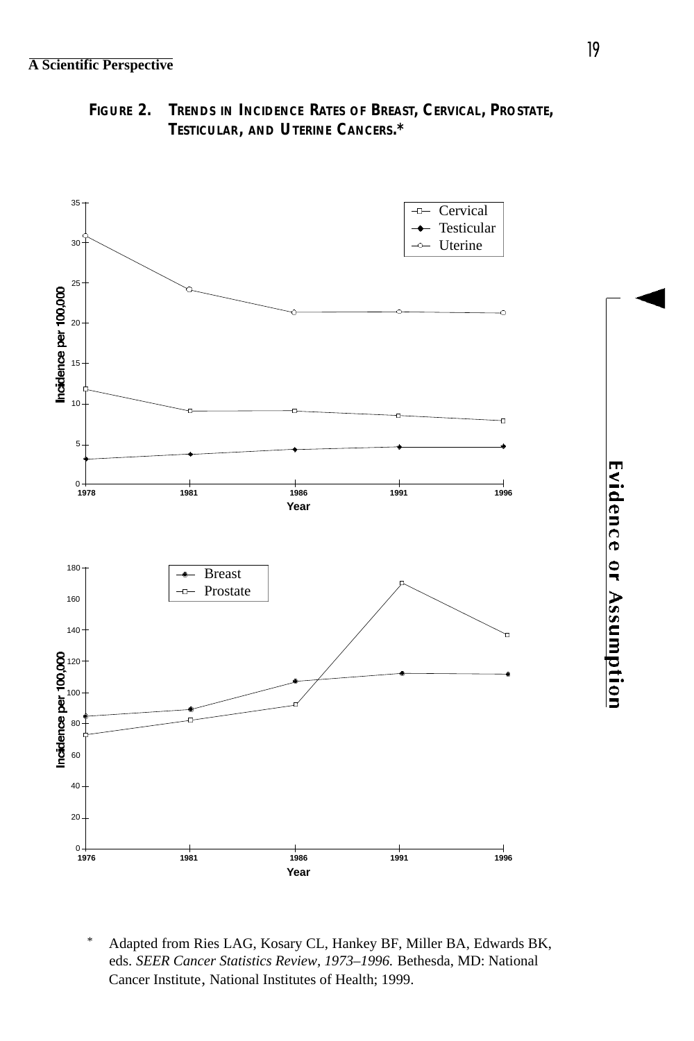**FIGURE 2. TRENDS IN INCIDENCE RATES OF BREAST, CERVICAL, PROSTATE, TESTICULAR, AND UTERINE CANCERS.***

\* Adapted from Ries LAG, Kosary CL, Hankey BF, Miller BA, Edwards BK, eds. *SEER Cancer Statistics Review, 1973–1996.* Bethesda, MD: National Cancer Institute, National Institutes of Health; 1999.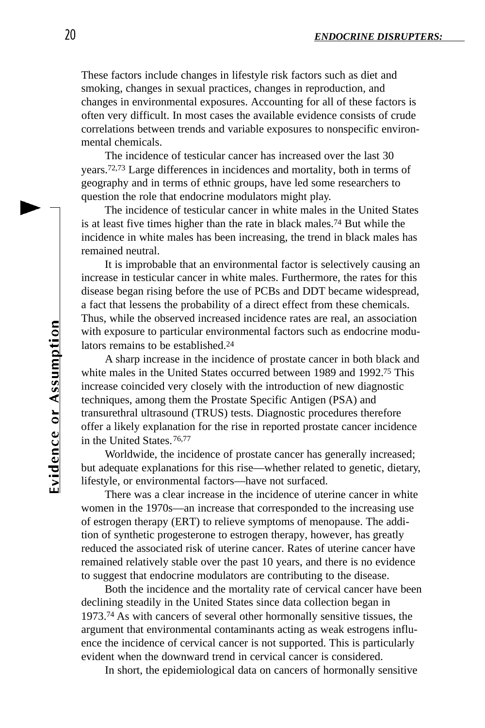These factors include changes in lifestyle risk factors such as diet and smoking, changes in sexual practices, changes in reproduction, and changes in environmental exposures. Accounting for all of these factors is often very difficult. In most cases the available evidence consists of crude correlations between trends and variable exposures to nonspecific environmental chemicals.

The incidence of testicular cancer has increased over the last 30 years.[72,73] Large differences in incidences and mortality, both in terms of geography and in terms of ethnic groups, have led some researchers to question the role that endocrine modulators might play.

The incidence of testicular cancer in white males in the United States is at least five times higher than the rate in black males.[74] But while the incidence in white males has been increasing, the trend in black males has remained neutral.

It is improbable that an environmental factor is selectively causing an increase in testicular cancer in white males. Furthermore, the rates for this disease began rising before the use of PCBs and DDT became widespread, a fact that lessens the probability of a direct effect from these chemicals. Thus, while the observed increased incidence rates are real, an association with exposure to particular environmental factors such as endocrine modulators remains to be established.[24]

A sharp increase in the incidence of prostate cancer in both black and white males in the United States occurred between 1989 and 1992.[75] This increase coincided very closely with the introduction of new diagnostic techniques, among them the Prostate Specific Antigen (PSA) and transurethral ultrasound (TRUS) tests. Diagnostic procedures therefore offer a likely explanation for the rise in reported prostate cancer incidence in the United States.[76,77]

Worldwide, the incidence of prostate cancer has generally increased; but adequate explanations for this rise—whether related to genetic, dietary, lifestyle, or environmental factors—have not surfaced.

There was a clear increase in the incidence of uterine cancer in white women in the 1970s—an increase that corresponded to the increasing use of estrogen therapy (ERT) to relieve symptoms of menopause. The addition of synthetic progesterone to estrogen therapy, however, has greatly reduced the associated risk of uterine cancer. Rates of uterine cancer have remained relatively stable over the past 10 years, and there is no evidence to suggest that endocrine modulators are contributing to the disease.

Both the incidence and the mortality rate of cervical cancer have been declining steadily in the United States since data collection began in 1973.[74] As with cancers of several other hormonally sensitive tissues, the argument that environmental contaminants acting as weak estrogens influence the incidence of cervical cancer is not supported. This is particularly evident when the downward trend in cervical cancer is considered.

In short, the epidemiological data on cancers of hormonally sensitive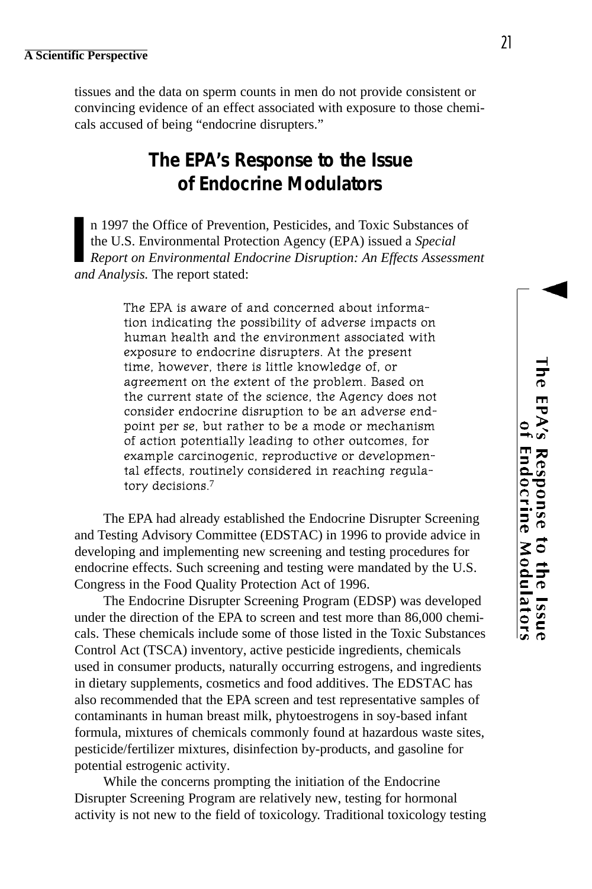tissues and the data on sperm counts in men do not provide consistent or convincing evidence of an effect associated with exposure to those chemicals accused of being "endocrine disrupters."

## The EPA's Response to the Issue of Endocrine Modulators

In 1997 the Office of Prevention, Pesticides, and Toxic Substances of the U.S. Environmental Protection Agency (EPA) issued a *Special Report on Environmental Endocrine Disruption: An Effects Assessment and Analysis.* The report stated:

> The EPA is aware of and concerned about information indicating the possibility of adverse impacts on human health and the environment associated with exposure to endocrine disrupters. At the present time, however, there is little knowledge of, or agreement on the extent of the problem. Based on the current state of the science, the Agency does not consider endocrine disruption to be an adverse endpoint per se, but rather to be a mode or mechanism of action potentially leading to other outcomes, for example carcinogenic, reproductive or developmental effects, routinely considered in reaching regulatory decisions.[7]

The EPA had already established the Endocrine Disrupter Screening and Testing Advisory Committee (EDSTAC) in 1996 to provide advice in developing and implementing new screening and testing procedures for endocrine effects. Such screening and testing were mandated by the U.S. Congress in the Food Quality Protection Act of 1996.

The Endocrine Disrupter Screening Program (EDSP) was developed under the direction of the EPA to screen and test more than 86,000 chemicals. These chemicals include some of those listed in the Toxic Substances Control Act (TSCA) inventory, active pesticide ingredients, chemicals used in consumer products, naturally occurring estrogens, and ingredients in dietary supplements, cosmetics and food additives. The EDSTAC has also recommended that the EPA screen and test representative samples of contaminants in human breast milk, phytoestrogens in soy-based infant formula, mixtures of chemicals commonly found at hazardous waste sites, pesticide/fertilizer mixtures, disinfection by-products, and gasoline for potential estrogenic activity.

While the concerns prompting the initiation of the Endocrine Disrupter Screening Program are relatively new, testing for hormonal activity is not new to the field of toxicology. Traditional toxicology testing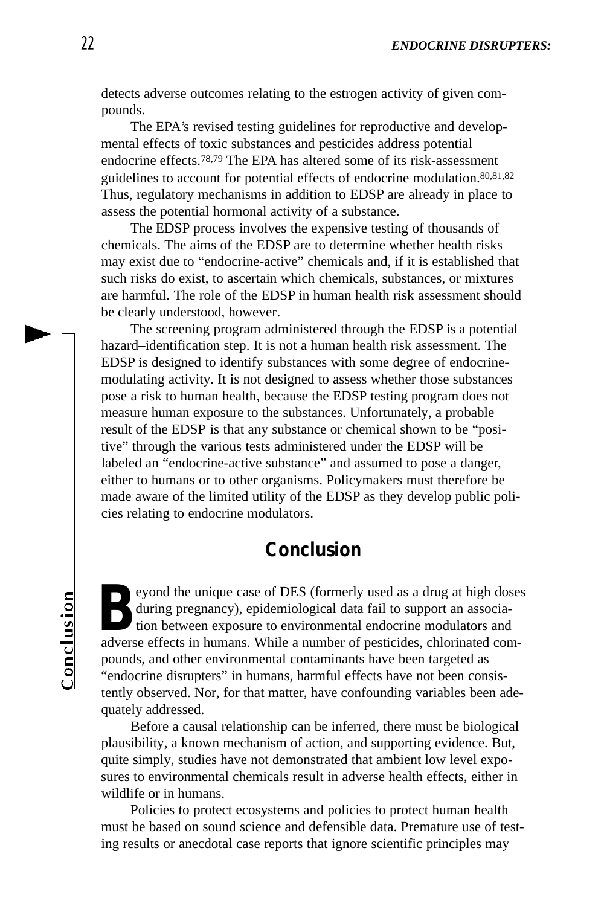detects adverse outcomes relating to the estrogen activity of given compounds.

The EPA's revised testing guidelines for reproductive and developmental effects of toxic substances and pesticides address potential endocrine effects.[78,79] The EPA has altered some of its risk-assessment guidelines to account for potential effects of endocrine modulation.[80,81,82] Thus, regulatory mechanisms in addition to EDSP are already in place to assess the potential hormonal activity of a substance.

The EDSP process involves the expensive testing of thousands of chemicals. The aims of the EDSP are to determine whether health risks may exist due to "endocrine-active" chemicals and, if it is established that such risks do exist, to ascertain which chemicals, substances, or mixtures are harmful. The role of the EDSP in human health risk assessment should be clearly understood, however.

The screening program administered through the EDSP is a potential hazard–identification step. It is not a human health risk assessment. The EDSP is designed to identify substances with some degree of endocrine-modulating activity. It is not designed to assess whether those substances pose a risk to human health, because the EDSP testing program does not measure human exposure to the substances. Unfortunately, a probable result of the EDSP is that any substance or chemical shown to be "positive" through the various tests administered under the EDSP will be labeled an "endocrine-active substance" and assumed to pose a danger, either to humans or to other organisms. Policymakers must therefore be made aware of the limited utility of the EDSP as they develop public policies relating to endocrine modulators.

## Conclusion

Beyond the unique case of DES (formerly used as a drug at high doses during pregnancy), epidemiological data fail to support an association between exposure to environmental endocrine modulators and adverse effects in humans. While a number of pesticides, chlorinated compounds, and other environmental contaminants have been targeted as "endocrine disrupters" in humans, harmful effects have not been consistently observed. Nor, for that matter, have confounding variables been adequately addressed.

Before a causal relationship can be inferred, there must be biological plausibility, a known mechanism of action, and supporting evidence. But, quite simply, studies have not demonstrated that ambient low level exposures to environmental chemicals result in adverse health effects, either in wildlife or in humans.

Policies to protect ecosystems and policies to protect human health must be based on sound science and defensible data. Premature use of testing results or anecdotal case reports that ignore scientific principles may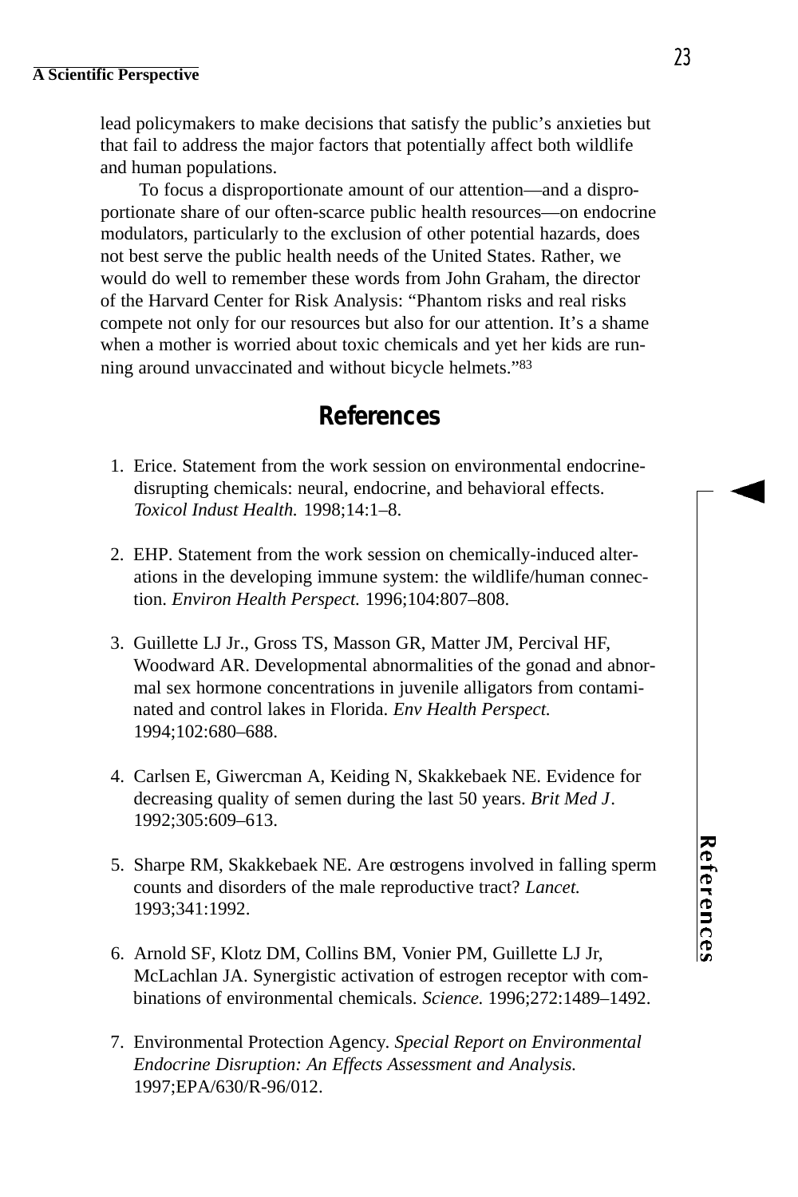lead policymakers to make decisions that satisfy the public's anxieties but that fail to address the major factors that potentially affect both wildlife and human populations.

To focus a disproportionate amount of our attention—and a disproportionate share of our often-scarce public health resources—on endocrine modulators, particularly to the exclusion of other potential hazards, does not best serve the public health needs of the United States. Rather, we would do well to remember these words from John Graham, the director of the Harvard Center for Risk Analysis: "Phantom risks and real risks compete not only for our resources but also for our attention. It's a shame when a mother is worried about toxic chemicals and yet her kids are running around unvaccinated and without bicycle helmets."[83]

## References

1. Erice. Statement from the work session on environmental endocrine-disrupting chemicals: neural, endocrine, and behavioral effects. *Toxicol Indust Health.* 1998;14:1–8.

2. EHP. Statement from the work session on chemically-induced alterations in the developing immune system: the wildlife/human connection. *Environ Health Perspect.* 1996;104:807–808.

3. Guillette LJ Jr., Gross TS, Masson GR, Matter JM, Percival HF, Woodward AR. Developmental abnormalities of the gonad and abnormal sex hormone concentrations in juvenile alligators from contaminated and control lakes in Florida. *Env Health Perspect.* 1994;102:680–688.

4. Carlsen E, Giwercman A, Keiding N, Skakkebaek NE. Evidence for decreasing quality of semen during the last 50 years. *Brit Med J*. 1992;305:609–613.

5. Sharpe RM, Skakkebaek NE. Are œstrogens involved in falling sperm counts and disorders of the male reproductive tract? *Lancet.* 1993;341:1992.

6. Arnold SF, Klotz DM, Collins BM, Vonier PM, Guillette LJ Jr, McLachlan JA. Synergistic activation of estrogen receptor with combinations of environmental chemicals. *Science.* 1996;272:1489–1492.

7. Environmental Protection Agency. *Special Report on Environmental Endocrine Disruption: An Effects Assessment and Analysis.* 1997;EPA/630/R-96/012.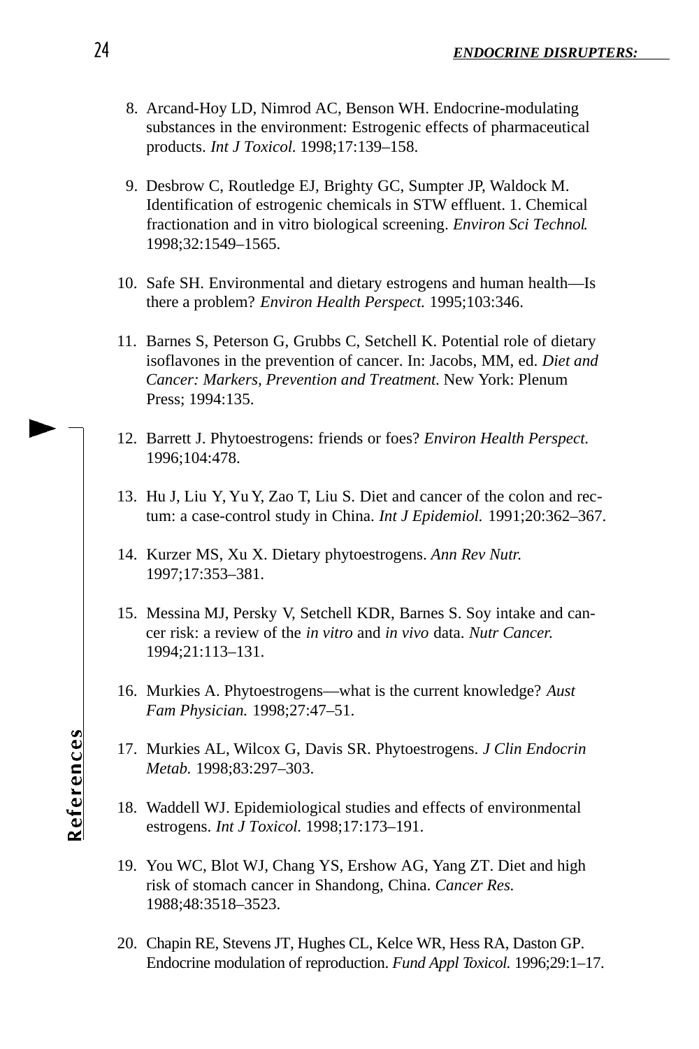8. Arcand-Hoy LD, Nimrod AC, Benson WH. Endocrine-modulating substances in the environment: Estrogenic effects of pharmaceutical products. *Int J Toxicol.* 1998;17:139–158.

9. Desbrow C, Routledge EJ, Brighty GC, Sumpter JP, Waldock M. Identification of estrogenic chemicals in STW effluent. 1. Chemical fractionation and in vitro biological screening. *Environ Sci Technol.* 1998;32:1549–1565.

10. Safe SH. Environmental and dietary estrogens and human health—Is there a problem? *Environ Health Perspect.* 1995;103:346.

11. Barnes S, Peterson G, Grubbs C, Setchell K. Potential role of dietary isoflavones in the prevention of cancer. In: Jacobs, MM, ed. *Diet and Cancer: Markers, Prevention and Treatment.* New York: Plenum Press; 1994:135.

12. Barrett J. Phytoestrogens: friends or foes? *Environ Health Perspect.* 1996;104:478.

13. Hu J, Liu Y, Yu Y, Zao T, Liu S. Diet and cancer of the colon and rectum: a case-control study in China. *Int J Epidemiol.* 1991;20:362–367.

14. Kurzer MS, Xu X. Dietary phytoestrogens. *Ann Rev Nutr.* 1997;17:353–381.

15. Messina MJ, Persky V, Setchell KDR, Barnes S. Soy intake and cancer risk: a review of the *in vitro* and *in vivo* data. *Nutr Cancer.* 1994;21:113–131.

16. Murkies A. Phytoestrogens—what is the current knowledge? *Aust Fam Physician.* 1998;27:47–51.

17. Murkies AL, Wilcox G, Davis SR. Phytoestrogens. *J Clin Endocrin Metab.* 1998;83:297–303.

18. Waddell WJ. Epidemiological studies and effects of environmental estrogens. *Int J Toxicol.* 1998;17:173–191.

19. You WC, Blot WJ, Chang YS, Ershow AG, Yang ZT. Diet and high risk of stomach cancer in Shandong, China. *Cancer Res.* 1988;48:3518–3523.

20. Chapin RE, Stevens JT, Hughes CL, Kelce WR, Hess RA, Daston GP. Endocrine modulation of reproduction. *Fund Appl Toxicol.* 1996;29:1–17.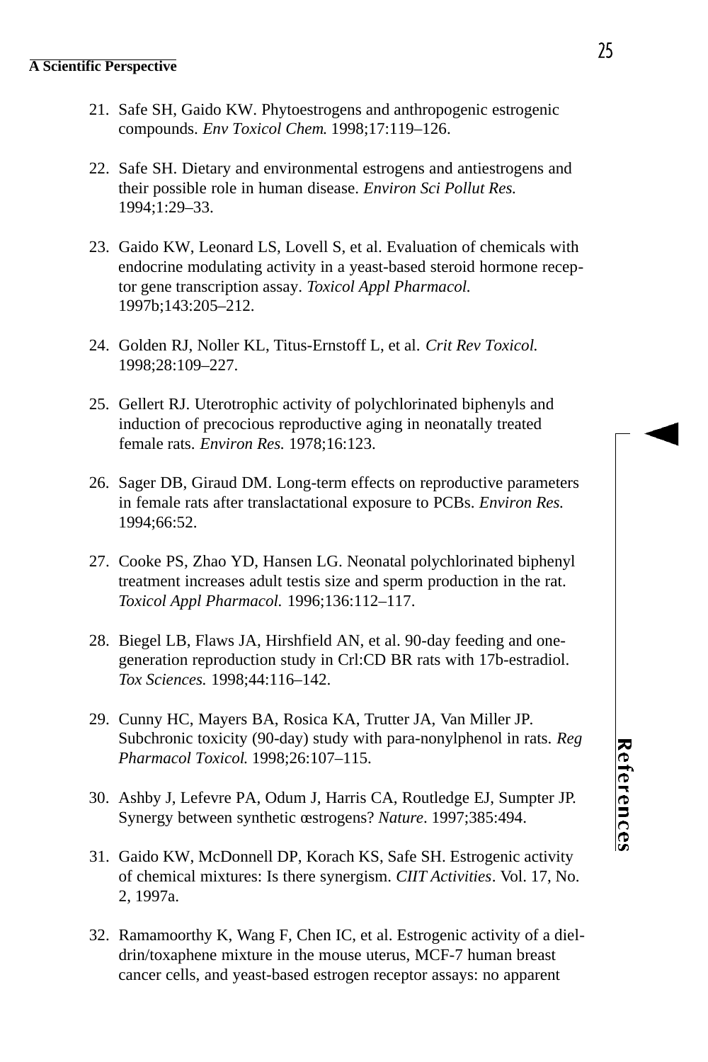21. Safe SH, Gaido KW. Phytoestrogens and anthropogenic estrogenic compounds. *Env Toxicol Chem.* 1998;17:119–126.

22. Safe SH. Dietary and environmental estrogens and antiestrogens and their possible role in human disease. *Environ Sci Pollut Res.* 1994;1:29–33.

23. Gaido KW, Leonard LS, Lovell S, et al. Evaluation of chemicals with endocrine modulating activity in a yeast-based steroid hormone receptor gene transcription assay. *Toxicol Appl Pharmacol.* 1997b;143:205–212.

24. Golden RJ, Noller KL, Titus-Ernstoff L, et al. *Crit Rev Toxicol.* 1998;28:109–227.

25. Gellert RJ. Uterotrophic activity of polychlorinated biphenyls and induction of precocious reproductive aging in neonatally treated female rats. *Environ Res.* 1978;16:123.

26. Sager DB, Giraud DM. Long-term effects on reproductive parameters in female rats after translactational exposure to PCBs. *Environ Res.* 1994;66:52.

27. Cooke PS, Zhao YD, Hansen LG. Neonatal polychlorinated biphenyl treatment increases adult testis size and sperm production in the rat. *Toxicol Appl Pharmacol.* 1996;136:112–117.

28. Biegel LB, Flaws JA, Hirshfield AN, et al. 90-day feeding and one-generation reproduction study in Crl:CD BR rats with 17b-estradiol. *Tox Sciences.* 1998;44:116–142.

29. Cunny HC, Mayers BA, Rosica KA, Trutter JA, Van Miller JP. Subchronic toxicity (90-day) study with para-nonylphenol in rats. *Reg Pharmacol Toxicol.* 1998;26:107–115.

30. Ashby J, Lefevre PA, Odum J, Harris CA, Routledge EJ, Sumpter JP. Synergy between synthetic œstrogens? *Nature*. 1997;385:494.

31. Gaido KW, McDonnell DP, Korach KS, Safe SH. Estrogenic activity of chemical mixtures: Is there synergism. *CIIT Activities*. Vol. 17, No. 2, 1997a.

32. Ramamoorthy K, Wang F, Chen IC, et al. Estrogenic activity of a dieldrin/toxaphene mixture in the mouse uterus, MCF-7 human breast cancer cells, and yeast-based estrogen receptor assays: no apparent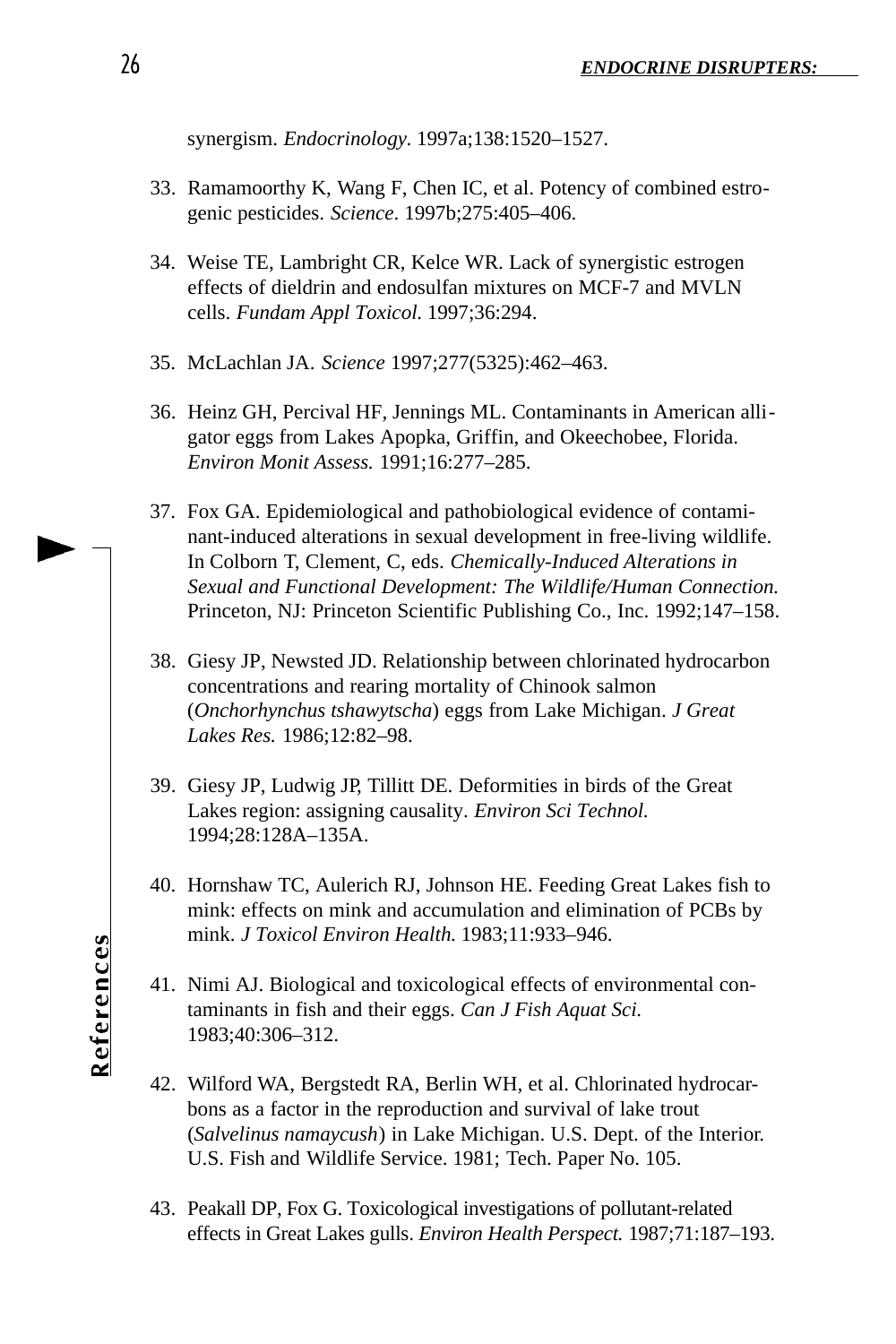synergism. *Endocrinology.* 1997a;138:1520–1527.

33. Ramamoorthy K, Wang F, Chen IC, et al. Potency of combined estrogenic pesticides. *Science*. 1997b;275:405–406.

34. Weise TE, Lambright CR, Kelce WR. Lack of synergistic estrogen effects of dieldrin and endosulfan mixtures on MCF-7 and MVLN cells. *Fundam Appl Toxicol.* 1997;36:294.

35. McLachlan JA. *Science* 1997;277(5325):462–463.

36. Heinz GH, Percival HF, Jennings ML. Contaminants in American alligator eggs from Lakes Apopka, Griffin, and Okeechobee, Florida. *Environ Monit Assess.* 1991;16:277–285.

37. Fox GA. Epidemiological and pathobiological evidence of contaminant-induced alterations in sexual development in free-living wildlife. In Colborn T, Clement, C, eds. *Chemically-Induced Alterations in Sexual and Functional Development: The Wildlife/Human Connection.* Princeton, NJ: Princeton Scientific Publishing Co., Inc. 1992;147–158.

38. Giesy JP, Newsted JD. Relationship between chlorinated hydrocarbon concentrations and rearing mortality of Chinook salmon (*Onchorhynchus tshawytscha*) eggs from Lake Michigan. *J Great Lakes Res.* 1986;12:82–98.

39. Giesy JP, Ludwig JP, Tillitt DE. Deformities in birds of the Great Lakes region: assigning causality. *Environ Sci Technol.* 1994;28:128A–135A.

40. Hornshaw TC, Aulerich RJ, Johnson HE. Feeding Great Lakes fish to mink: effects on mink and accumulation and elimination of PCBs by mink. *J Toxicol Environ Health.* 1983;11:933–946.

41. Nimi AJ. Biological and toxicological effects of environmental contaminants in fish and their eggs. *Can J Fish Aquat Sci.* 1983;40:306–312.

42. Wilford WA, Bergstedt RA, Berlin WH, et al. Chlorinated hydrocarbons as a factor in the reproduction and survival of lake trout (*Salvelinus namaycush*) in Lake Michigan. U.S. Dept. of the Interior. U.S. Fish and Wildlife Service. 1981; Tech. Paper No. 105.

43. Peakall DP, Fox G. Toxicological investigations of pollutant-related effects in Great Lakes gulls. *Environ Health Perspect.* 1987;71:187–193.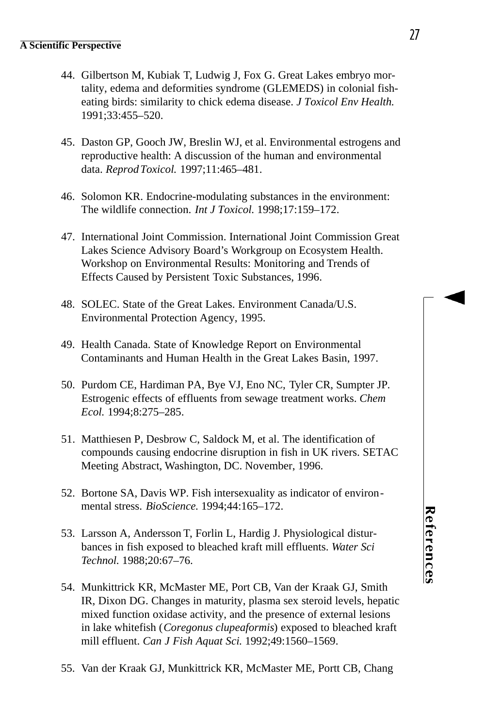44. Gilbertson M, Kubiak T, Ludwig J, Fox G. Great Lakes embryo mortality, edema and deformities syndrome (GLEMEDS) in colonial fish-eating birds: similarity to chick edema disease. *J Toxicol Env Health.* 1991;33:455–520.

45. Daston GP, Gooch JW, Breslin WJ, et al. Environmental estrogens and reproductive health: A discussion of the human and environmental data. *Reprod Toxicol.* 1997;11:465–481.

46. Solomon KR. Endocrine-modulating substances in the environment: The wildlife connection. *Int J Toxicol.* 1998;17:159–172.

47. International Joint Commission. International Joint Commission Great Lakes Science Advisory Board's Workgroup on Ecosystem Health. Workshop on Environmental Results: Monitoring and Trends of Effects Caused by Persistent Toxic Substances, 1996.

48. SOLEC. State of the Great Lakes. Environment Canada/U.S. Environmental Protection Agency, 1995.

49. Health Canada. State of Knowledge Report on Environmental Contaminants and Human Health in the Great Lakes Basin, 1997.

50. Purdom CE, Hardiman PA, Bye VJ, Eno NC, Tyler CR, Sumpter JP. Estrogenic effects of effluents from sewage treatment works. *Chem Ecol.* 1994;8:275–285.

51. Matthiesen P, Desbrow C, Saldock M, et al. The identification of compounds causing endocrine disruption in fish in UK rivers. SETAC Meeting Abstract, Washington, DC. November, 1996.

52. Bortone SA, Davis WP. Fish intersexuality as indicator of environmental stress. *BioScience.* 1994;44:165–172.

53. Larsson A, Andersson T, Forlin L, Hardig J. Physiological disturbances in fish exposed to bleached kraft mill effluents. *Water Sci Technol.* 1988;20:67–76.

54. Munkittrick KR, McMaster ME, Port CB, Van der Kraak GJ, Smith IR, Dixon DG. Changes in maturity, plasma sex steroid levels, hepatic mixed function oxidase activity, and the presence of external lesions in lake whitefish (*Coregonus clupeaformis*) exposed to bleached kraft mill effluent. *Can J Fish Aquat Sci.* 1992;49:1560–1569.

55. Van der Kraak GJ, Munkittrick KR, McMaster ME, Portt CB, Chang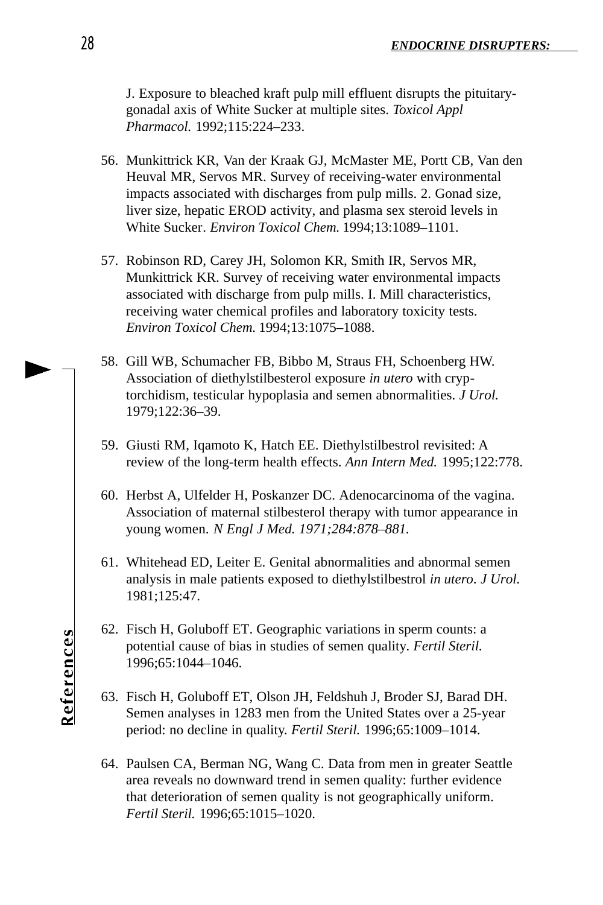J. Exposure to bleached kraft pulp mill effluent disrupts the pituitary-gonadal axis of White Sucker at multiple sites. *Toxicol Appl Pharmacol.* 1992;115:224–233.

56. Munkittrick KR, Van der Kraak GJ, McMaster ME, Portt CB, Van den Heuval MR, Servos MR. Survey of receiving-water environmental impacts associated with discharges from pulp mills. 2. Gonad size, liver size, hepatic EROD activity, and plasma sex steroid levels in White Sucker. *Environ Toxicol Chem.* 1994;13:1089–1101.

57. Robinson RD, Carey JH, Solomon KR, Smith IR, Servos MR, Munkittrick KR. Survey of receiving water environmental impacts associated with discharge from pulp mills. I. Mill characteristics, receiving water chemical profiles and laboratory toxicity tests. *Environ Toxicol Chem.* 1994;13:1075–1088.

58. Gill WB, Schumacher FB, Bibbo M, Straus FH, Schoenberg HW. Association of diethylstilbesterol exposure *in utero* with cryptorchidism, testicular hypoplasia and semen abnormalities. *J Urol.* 1979;122:36–39.

59. Giusti RM, Iqamoto K, Hatch EE. Diethylstilbestrol revisited: A review of the long-term health effects. *Ann Intern Med.* 1995;122:778.

60. Herbst A, Ulfelder H, Poskanzer DC. Adenocarcinoma of the vagina. Association of maternal stilbesterol therapy with tumor appearance in young women. *N Engl J Med. 1971;284:878–881.*

61. Whitehead ED, Leiter E. Genital abnormalities and abnormal semen analysis in male patients exposed to diethylstilbestrol *in utero*. *J Urol.* 1981;125:47.

62. Fisch H, Goluboff ET. Geographic variations in sperm counts: a potential cause of bias in studies of semen quality. *Fertil Steril.* 1996;65:1044–1046.

63. Fisch H, Goluboff ET, Olson JH, Feldshuh J, Broder SJ, Barad DH. Semen analyses in 1283 men from the United States over a 25-year period: no decline in quality. *Fertil Steril.* 1996;65:1009–1014.

64. Paulsen CA, Berman NG, Wang C. Data from men in greater Seattle area reveals no downward trend in semen quality: further evidence that deterioration of semen quality is not geographically uniform. *Fertil Steril.* 1996;65:1015–1020.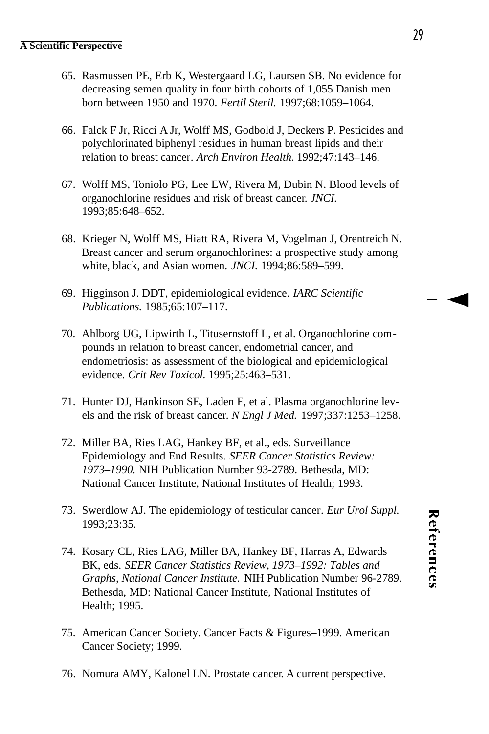65. Rasmussen PE, Erb K, Westergaard LG, Laursen SB. No evidence for decreasing semen quality in four birth cohorts of 1,055 Danish men born between 1950 and 1970. *Fertil Steril.* 1997;68:1059–1064.

66. Falck F Jr, Ricci A Jr, Wolff MS, Godbold J, Deckers P. Pesticides and polychlorinated biphenyl residues in human breast lipids and their relation to breast cancer. *Arch Environ Health.* 1992;47:143–146.

67. Wolff MS, Toniolo PG, Lee EW, Rivera M, Dubin N. Blood levels of organochlorine residues and risk of breast cancer. *JNCI.* 1993;85:648–652.

68. Krieger N, Wolff MS, Hiatt RA, Rivera M, Vogelman J, Orentreich N. Breast cancer and serum organochlorines: a prospective study among white, black, and Asian women. *JNCI.* 1994;86:589–599.

69. Higginson J. DDT, epidemiological evidence. *IARC Scientific Publications.* 1985;65:107–117.

70. Ahlborg UG, Lipwirth L, Titusernstoff L, et al. Organochlorine compounds in relation to breast cancer, endometrial cancer, and endometriosis: as assessment of the biological and epidemiological evidence. *Crit Rev Toxicol.* 1995;25:463–531.

71. Hunter DJ, Hankinson SE, Laden F, et al. Plasma organochlorine levels and the risk of breast cancer. *N Engl J Med.* 1997;337:1253–1258.

72. Miller BA, Ries LAG, Hankey BF, et al., eds. Surveillance Epidemiology and End Results. *SEER Cancer Statistics Review: 1973–1990.* NIH Publication Number 93-2789. Bethesda, MD: National Cancer Institute, National Institutes of Health; 1993.

73. Swerdlow AJ. The epidemiology of testicular cancer. *Eur Urol Suppl.* 1993;23:35.

74. Kosary CL, Ries LAG, Miller BA, Hankey BF, Harras A, Edwards BK, eds. *SEER Cancer Statistics Review, 1973–1992: Tables and Graphs, National Cancer Institute.* NIH Publication Number 96-2789. Bethesda, MD: National Cancer Institute, National Institutes of Health; 1995.

75. American Cancer Society. Cancer Facts & Figures–1999. American Cancer Society; 1999.

76. Nomura AMY, Kalonel LN. Prostate cancer. A current perspective.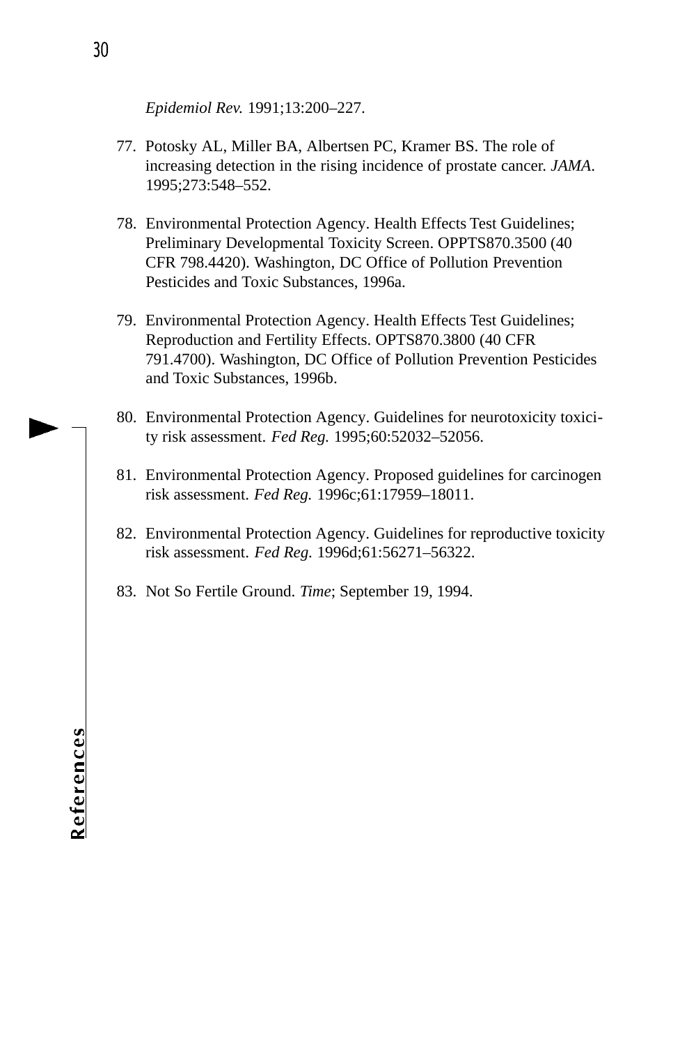*Epidemiol Rev.* 1991;13:200–227.

77. Potosky AL, Miller BA, Albertsen PC, Kramer BS. The role of increasing detection in the rising incidence of prostate cancer. *JAMA.* 1995;273:548–552.

78. Environmental Protection Agency. Health Effects Test Guidelines; Preliminary Developmental Toxicity Screen. OPPTS870.3500 (40 CFR 798.4420). Washington, DC Office of Pollution Prevention Pesticides and Toxic Substances, 1996a.

79. Environmental Protection Agency. Health Effects Test Guidelines; Reproduction and Fertility Effects. OPTS870.3800 (40 CFR 791.4700). Washington, DC Office of Pollution Prevention Pesticides and Toxic Substances, 1996b.

80. Environmental Protection Agency. Guidelines for neurotoxicity toxicity risk assessment. *Fed Reg.* 1995;60:52032–52056.

81. Environmental Protection Agency. Proposed guidelines for carcinogen risk assessment. *Fed Reg.* 1996c;61:17959–18011.

82. Environmental Protection Agency. Guidelines for reproductive toxicity risk assessment. *Fed Reg.* 1996d;61:56271–56322.

83. Not So Fertile Ground. *Time*; September 19, 1994.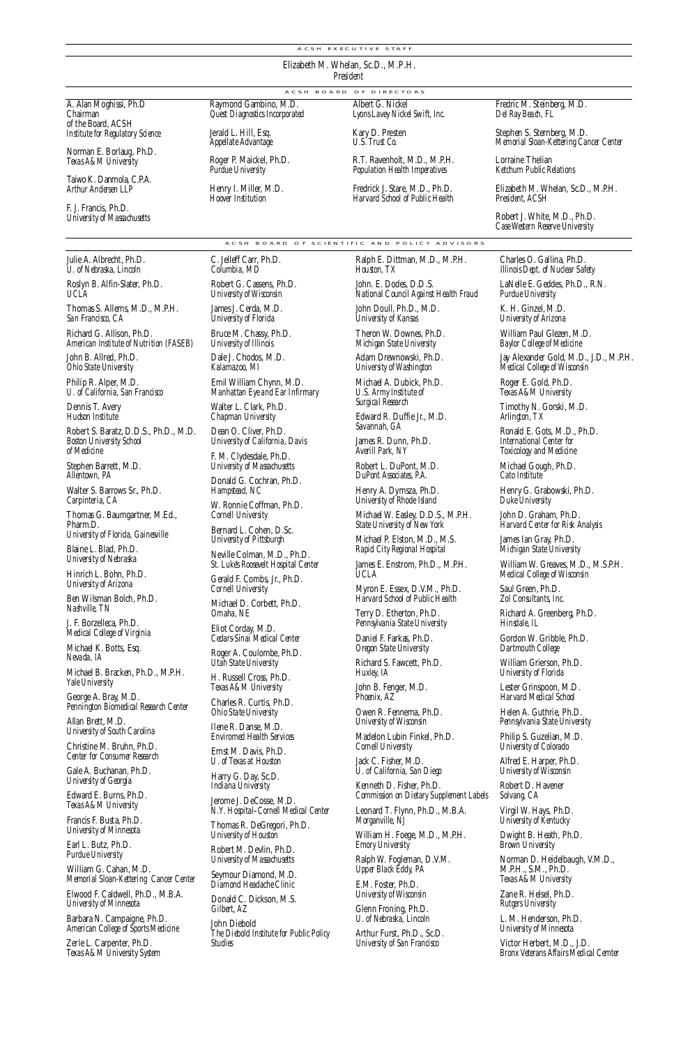## ACSH EXECUTIVE STAFF

Elizabeth M. Whelan, Sc.D., M.P.H.
*President*

## ACSH BOARD OF DIRECTORS

A. Alan Moghissi, Ph.D
Chairman of the Board, ACSH
*Institute for Regulatory Science*

Norman E. Borlaug, Ph.D.
*Texas A&M University*

Taiwo K. Danmola, C.P.A.
*Arthur Andersen LLP*

F. J. Francis, Ph.D.
*University of Massachusetts*

Raymond Gambino, M.D.
*Quest Diagnostics Incorporated*

Jerald L. Hill, Esq.
*Appellate Advantage*

Roger P. Maickel, Ph.D.
*Purdue University*

Henry I. Miller, M.D.
*Hoover Institution*

Albert G. Nickel
*Lyons Lavey Nickel Swift, Inc.*

Kary D. Presten
*U.S. Trust Co.*

R.T. Ravenholt, M.D., M.P.H.
*Population Health Imperatives*

Fredrick J. Stare, M.D., Ph.D.
*Harvard School of Public Health*

Fredric M. Steinberg, M.D.
*Del Ray Beach, FL*

Stephen S. Sternberg, M.D.
*Memorial Sloan-Kettering Cancer Center*

Lorraine Thelian
*Ketchum Public Relations*

Elizabeth M. Whelan, Sc.D., M.P.H.
*President, ACSH*

Robert J. White, M.D., Ph.D.
*Case Western Reserve University*

## ACSH BOARD OF SCIENTIFIC AND POLICY ADVISORS

Julie A. Albrecht, Ph.D.
*U. of Nebraska, Lincoln*

Roslyn B. Alfin-Slater, Ph.D.
*UCLA*

Thomas S. Allems, M.D., M.P.H.
*San Francisco, CA*

Richard G. Allison, Ph.D.
*American Institute of Nutrition (FASEB)*

John B. Allred, Ph.D.
*Ohio State University*

Philip R. Alper, M.D.
*U. of California, San Francisco*

Dennis T. Avery
*Hudson Institute*

Robert S. Baratz, D.D.S., Ph.D., M.D.
*Boston University School of Medicine*

Stephen Barrett, M.D.
*Allentown, PA*

Walter S. Barrows Sr., Ph.D.
*Carpinteria, CA*

Thomas G. Baumgartner, M.Ed., Pharm.D.
*University of Florida, Gainesville*

Blaine L. Blad, Ph.D.
*University of Nebraska*

Hinrich L. Bohn, Ph.D.
*University of Arizona*

Ben Wilsman Bolch, Ph.D.
*Nashville, TN*

J. F. Borzelleca, Ph.D.
*Medical College of Virginia*

Michael K. Botts, Esq.
*Nevada, IA*

Michael B. Bracken, Ph.D., M.P.H.
*Yale University*

George A. Bray, M.D.
*Pennington Biomedical Research Center*

Allan Brett, M.D.
*University of South Carolina*

Christine M. Bruhn, Ph.D.
*Center for Consumer Research*

Gale A. Buchanan, Ph.D.
*University of Georgia*

Edward E. Burns, Ph.D.
*Texas A&M University*

Francis F. Busta, Ph.D.
*University of Minnesota*

Earl L. Butz, Ph.D.
*Purdue University*

William G. Cahan, M.D.
*Memorial Sloan-Kettering Cancer Center*

Elwood F. Caldwell, Ph.D., M.B.A.
*University of Minnesota*

Barbara N. Campaigne, Ph.D.
*American College of Sports Medicine*

Zerle L. Carpenter, Ph.D.
*Texas A&M University System*

C. Jelleff Carr, Ph.D.
*Columbia, MD*

Robert G. Cassens, Ph.D.
*University of Wisconsin*

James J. Cerda, M.D.
*University of Florida*

Bruce M. Chassy, Ph.D.
*University of Illinois*

Dale J. Chodos, M.D.
*Kalamazoo, MI*

Emil William Chynn, M.D.
*Manhattan Eye and Ear Infirmary*

Walter L. Clark, Ph.D.
*Chapman University*

Dean O. Cliver, Ph.D.
*University of California, Davis*

F. M. Clydesdale, Ph.D.
*University of Massachusetts*

Donald G. Cochran, Ph.D.
*Hampstead, NC*

W. Ronnie Coffman, Ph.D.
*Cornell University*

Bernard L. Cohen, D.Sc.
*University of Pittsburgh*

Neville Colman, M.D., Ph.D.
*St. Lukes Roosevelt Hospital Center*

Gerald F. Combs, Jr., Ph.D.
*Cornell University*

Michael D. Corbett, Ph.D.
*Omaha, NE*

Eliot Corday, M.D.
*Cedars-Sinai Medical Center*

Roger A. Coulombe, Ph.D.
*Utah State University*

H. Russell Cross, Ph.D.
*Texas A&M University*

Charles R. Curtis, Ph.D.
*Ohio State University*

Ilene R. Danse, M.D.
*Enviromed Health Services*

Ernst M. Davis, Ph.D.
*U. of Texas at Houston*

Harry G. Day, Sc.D.
*Indiana University*

Jerome J. DeCosse, M.D.
*N.Y. Hospital–Cornell Medical Center*

Thomas R. DeGregori, Ph.D.
*University of Houston*

Robert M. Devlin, Ph.D.
*University of Massachusetts*

Seymour Diamond, M.D.
*Diamond Headache Clinic*

Donald C. Dickson, M.S.
*Gilbert, AZ*

John Diebold
*The Diebold Institute for Public Policy Studies*

Ralph E. Dittman, M.D., M.P.H.
*Houston, TX*

John. E. Dodes, D.D.S.
*National Council Against Health Fraud*

John Doull, Ph.D., M.D.
*University of Kansas*

Theron W. Downes, Ph.D.
*Michigan State University*

Adam Drewnowski, Ph.D.
*University of Washington*

Michael A. Dubick, Ph.D.
*U.S. Army Institute of Surgical Research*

Edward R. Duffie Jr., M.D.
*Savannah, GA*

James R. Dunn, Ph.D.
*Averill Park, NY*

Robert L. DuPont, M.D.
*DuPont Associates, P.A.*

Henry A. Dymsza, Ph.D.
*University of Rhode Island*

Michael W. Easley, D.D.S., M.P.H.
*State University of New York*

Michael P. Elston, M.D., M.S.
*Rapid City Regional Hospital*

James E. Enstrom, Ph.D., M.P.H.
*UCLA*

Myron E. Essex, D.V.M., Ph.D.
*Harvard School of Public Health*

Terry D. Etherton, Ph.D.
*Pennsylvania State University*

Daniel F. Farkas, Ph.D.
*Oregon State University*

Richard S. Fawcett, Ph.D.
*Huxley, IA*

John B. Fenger, M.D.
*Phoenix, AZ*

Owen R. Fennema, Ph.D.
*University of Wisconsin*

Madelon Lubin Finkel, Ph.D.
*Cornell University*

Jack C. Fisher, M.D.
*U. of California, San Diego*

Kenneth D. Fisher, Ph.D.
*Commission on Dietary Supplement Labels*

Leonard T. Flynn, Ph.D., M.B.A.
*Morganville, NJ*

William H. Foege, M.D., M.P.H.
*Emory University*

Ralph W. Fogleman, D.V.M.
*Upper Black Eddy, PA*

E.M. Foster, Ph.D.
*University of Wisconsin*

Glenn Froning, Ph.D.
*U. of Nebraska, Lincoln*

Arthur Furst, Ph.D., Sc.D.
*University of San Francisco*

Charles O. Gallina, Ph.D.
*Illinois Dept. of Nuclear Safety*

LaNelle E. Geddes, Ph.D., R.N.
*Purdue University*

K. H. Ginzel, M.D.
*University of Arizona*

William Paul Glezen, M.D.
*Baylor College of Medicine*

Jay Alexander Gold, M.D., J.D., M.P.H.
*Medical College of Wisconsin*

Roger E. Gold, Ph.D.
*Texas A&M University*

Timothy N. Gorski, M.D.
*Arlington, TX*

Ronald E. Gots, M.D., Ph.D.
*International Center for Toxicology and Medicine*

Michael Gough, Ph.D.
*Cato Institute*

Henry G. Grabowski, Ph.D.
*Duke University*

John D. Graham, Ph.D.
*Harvard Center for Risk Analysis*

James Ian Gray, Ph.D.
*Michigan State University*

William W. Greaves, M.D., M.S.P.H.
*Medical College of Wisconsin*

Saul Green, Ph.D.
*Zol Consultants, Inc.*

Richard A. Greenberg, Ph.D.
*Hinsdale, IL*

Gordon W. Gribble, Ph.D.
*Dartmouth College*

William Grierson, Ph.D.
*University of Florida*

Lester Grinspoon, M.D.
*Harvard Medical School*

Helen A. Guthrie, Ph.D.
*Pennsylvania State University*

Philip S. Guzelian, M.D.
*University of Colorado*

Alfred E. Harper, Ph.D.
*University of Wisconsin*

Robert D. Havener
*Solvang, CA*

Virgil W. Hays, Ph.D.
*University of Kentucky*

Dwight B. Heath, Ph.D.
*Brown University*

Norman D. Heidelbaugh, V.M.D., M.P.H., S.M., Ph.D.
*Texas A&M University*

Zane R. Helsel, Ph.D.
*Rutgers University*

L. M. Henderson, Ph.D.
*University of Minnesota*

Victor Herbert, M.D., J.D.
*Bronx Veterans Affairs Medical Center*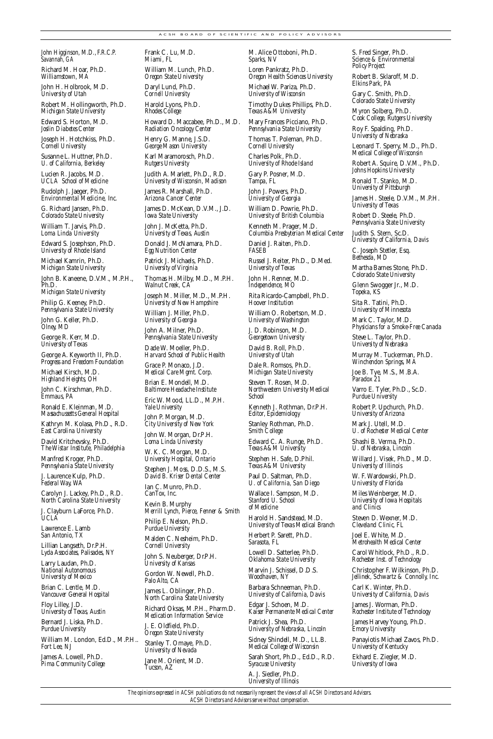John Higginson, M.D., F.R.C.P.
*Savannah, GA*

Richard M. Hoar, Ph.D.
*Williamstown, MA*

John H. Holbrook, M.D.
*University of Utah*

Robert M. Hollingworth, Ph.D.
*Michigan State University*

Edward S. Horton, M.D.
*Joslin Diabetes Center*

Joseph H. Hotchkiss, Ph.D.
*Cornell University*

Susanne L. Huttner, Ph.D.
*U. of California, Berkeley*

Lucien R. Jacobs, M.D.
*UCLA School of Medicine*

Rudolph J. Jaeger, Ph.D.
*Environmental Medicine, Inc.*

G. Richard Jansen, Ph.D.
*Colorado State University*

William T. Jarvis, Ph.D.
*Loma Linda University*

Edward S. Josephson, Ph.D.
*University of Rhode Island*

Michael Kamrin, Ph.D.
*Michigan State University*

John B. Kaneene, D.V.M., M.P.H., Ph.D.
*Michigan State University*

Philip G. Keeney, Ph.D.
*Pennsylvania State University*

John G. Keller, Ph.D.
*Olney, MD*

George R. Kerr, M.D.
*University of Texas*

George A. Keyworth II, Ph.D.
*Progress and Freedom Foundation*

Michael Kirsch, M.D.
*Highland Heights, OH*

John C. Kirschman, Ph.D.
*Emmaus, PA*

Ronald E. Kleinman, M.D.
*Massachusetts General Hospital*

Kathryn M. Kolasa, Ph.D., R.D.
*East Carolina University*

David Kritchevsky, Ph.D.
*The Wistar Institute, Philadelphia*

Manfred Kroger, Ph.D.
*Pennsylvania State University*

J. Laurence Kulp, Ph.D.
*Federal Way, WA*

Carolyn J. Lackey, Ph.D., R.D.
*North Carolina State University*

J. Clayburn LaForce, Ph.D.
*UCLA*

Lawrence E. Lamb
*San Antonio, TX*

Lillian Langseth, Dr.P.H.
*Lyda Associates, Palisades, NY*

Larry Laudan, Ph.D.
*National Autonomous University of Mexico*

Brian C. Lentle, M.D.
*Vancouver General Hospital*

Floy Lilley, J.D.
*University of Texas, Austin*

Bernard J. Liska, Ph.D.
*Purdue University*

William M. London, Ed.D., M.P.H..
*Fort Lee, NJ*

James A. Lowell, Ph.D.
*Pima Community College*

Frank C. Lu, M.D.
*Miami, FL*

William M. Lunch, Ph.D.
*Oregon State University*

Daryl Lund, Ph.D.
*Cornell University*

Harold Lyons, Ph.D.
*Rhodes College*

Howard D. Maccabee, Ph.D., M.D.
*Radiation Oncology Center*

Henry G. Manne, J.S.D.
*George Mason University*

Karl Maramorosch, Ph.D.
*Rutgers University*

Judith A. Marlett, Ph.D., R.D.
*University of Wisconsin, Madison*

James R. Marshall, Ph.D.
*Arizona Cancer Center*

James D. McKean, D.V.M., J.D.
*Iowa State University*

John J. McKetta, Ph.D.
*University of Texas, Austin*

Donald J. McNamara, Ph.D.
*Egg Nutrition Center*

Patrick J. Michaels, Ph.D.
*University of Virginia*

Thomas H. Milby, M.D., M.P.H.
*Walnut Creek, CA*

Joseph M. Miller, M.D., M.P.H.
*University of New Hampshire*

William J. Miller, Ph.D.
*University of Georgia*

John A. Milner, Ph.D.
*Pennsylvania State University*

Dade W. Moeller, Ph.D.
*Harvard School of Public Health*

Grace P. Monaco, J.D.
*Medical Care Mgmt. Corp.*

Brian E. Mondell, M.D.
*Baltimore Headache Institute*

Eric W. Mood, LL.D., M.P.H.
*Yale University*

John P. Morgan, M.D.
*City University of New York*

John W. Morgan, Dr.P.H.
*Loma Linda University*

W. K. C. Morgan, M.D.
*University Hospital, Ontario*

Stephen J. Moss, D.D.S., M.S.
*David B. Kriser Dental Center*

Ian C. Munro, Ph.D.
*CanTox, Inc.*

Kevin B. Murphy
*Merrill Lynch, Pierce, Fenner & Smith*

Philip E. Nelson, Ph.D.
*Purdue University*

Malden C. Nesheim, Ph.D.
*Cornell University*

John S. Neuberger, Dr.P.H.
*University of Kansas*

Gordon W. Newell, Ph.D.
*Palo Alto, CA*

James L. Oblinger, Ph.D.
*North Carolina State University*

Richard Oksas, M.P.H., Pharm.D.
*Medication Information Service*

J. E. Oldfield, Ph.D.
*Oregon State University*

Stanley T. Omaye, Ph.D.
*University of Nevada*

Jane M. Orient, M.D.
*Tucson, AZ*

M. Alice Ottoboni, Ph.D.
*Sparks, NV*

Loren Pankratz, Ph.D.
*Oregon Health Sciences University*

Michael W. Pariza, Ph.D.
*University of Wisconsin*

Timothy Dukes Phillips, Ph.D.
*Texas A&M University*

Mary Frances Picciano, Ph.D.
*Pennsylvania State University*

Thomas T. Poleman, Ph.D.
*Cornell University*

Charles Polk, Ph.D.
*University of Rhode Island*

Gary P. Posner, M.D.
*Tampa, FL*

John J. Powers, Ph.D.
*University of Georgia*

William D. Powrie, Ph.D.
*University of British Columbia*

Kenneth M. Prager, M.D.
*Columbia Presbyterian Medical Center*

Daniel J. Raiten, Ph.D.
*FASEB*

Russel J. Reiter, Ph.D., D.Med.
*University of Texas*

John H. Renner, M.D.
*Independence, MO*

Rita Ricardo-Campbell, Ph.D.
*Hoover Institution*

William O. Robertson, M.D.
*University of Washington*

J. D. Robinson, M.D.
*Georgetown University*

David B. Roll, Ph.D.
*University of Utah*

Dale R. Romsos, Ph.D.
*Michigan State University*

Steven T. Rosen, M.D.
*Northwestern University Medical School*

Kenneth J. Rothman, Dr.P.H.
*Editor, Epidemiology*

Stanley Rothman, Ph.D.
*Smith College*

Edward C. A. Runge, Ph.D.
*Texas A&M University*

Stephen H. Safe, D.Phil.
*Texas A&M University*

Paul D. Saltman, Ph.D.
*U. of California, San Diego*

Wallace I. Sampson, M.D.
*Stanford U. School of Medicine*

Harold H. Sandstead, M.D.
*University of Texas Medical Branch*

Herbert P. Sarett, Ph.D.
*Sarasota, FL*

Lowell D. Satterlee, Ph.D.
*Oklahoma State University*

Marvin J. Schissel, D.D.S.
*Woodhaven, NY*

Barbara Schneeman, Ph.D.
*University of California, Davis*

Edgar J. Schoen, M.D.
*Kaiser Permanente Medical Center*

Patrick J. Shea, Ph.D.
*University of Nebraska, Lincoln*

Sidney Shindell, M.D., LL.B.
*Medical College of Wisconsin*

Sarah Short, Ph.D., Ed.D., R.D.
*Syracuse University*

A. J. Siedler, Ph.D.
*University of Illinois*

S. Fred Singer, Ph.D.
*Science & Environmental Policy Project*

Robert B. Sklaroff, M.D.
*Elkins Park, PA*

Gary C. Smith, Ph.D.
*Colorado State University*

Myron Solberg, Ph.D.
*Cook College, Rutgers University*

Roy F. Spalding, Ph.D.
*University of Nebraska*

Leonard T. Sperry, M.D., Ph.D.
*Medical College of Wisconsin*

Robert A. Squire, D.V.M., Ph.D.
*Johns Hopkins University*

Ronald T. Stanko, M.D.
*University of Pittsburgh*

James H. Steele, D.V.M., M.P.H.
*University of Texas*

Robert D. Steele, Ph.D.
*Pennsylvania State University*

Judith S. Stern, Sc.D.
*University of California, Davis*

C. Joseph Stetler, Esq.
*Bethesda, MD*

Martha Barnes Stone, Ph.D.
*Colorado State University*

Glenn Swogger Jr., M.D.
*Topeka, KS*

Sita R. Tatini, Ph.D.
*University of Minnesota*

Mark C. Taylor, M.D.
*Physicians for a Smoke-Free Canada*

Steve L. Taylor, Ph.D.
*University of Nebraska*

Murray M. Tuckerman, Ph.D.
*Winchendon Springs, MA*

Joe B. Tye, M.S., M.B.A.
*Paradox 21*

Varro E. Tyler, Ph.D., Sc.D.
*Purdue University*

Robert P. Upchurch, Ph.D.
*University of Arizona*

Mark J. Utell, M.D.
*U. of Rochester Medical Center*

Shashi B. Verma, Ph.D.
*U. of Nebraska, Lincoln*

Willard J. Visek, Ph.D., M.D.
*University of Illinois*

W. F. Wardowski, Ph.D.
*University of Florida*

Miles Weinberger, M.D.
*University of Iowa Hospitals and Clinics*

Steven D. Wexner, M.D.
*Cleveland Clinic, FL*

Joel E. White, M.D.
*Metrohealth Medical Center*

Carol Whitlock, Ph.D., R.D.
*Rochester Inst. of Technology*

Christopher F. Wilkinson, Ph.D.
*Jellinek, Schwartz & Connolly, Inc.*

Carl K. Winter, Ph.D.
*University of California, Davis*

James J. Worman, Ph.D.
*Rochester Institute of Technology*

James Harvey Young, Ph.D.
*Emory University*

Panayiotis Michael Zavos, Ph.D.
*University of Kentucky*

Ekhard E. Ziegler, M.D.
*University of Iowa*

*The opinions expressed in ACSH publications do not necessarily represent the views of all ACSH Directors and Advisors. ACSH Directors and Advisors serve without compensation.*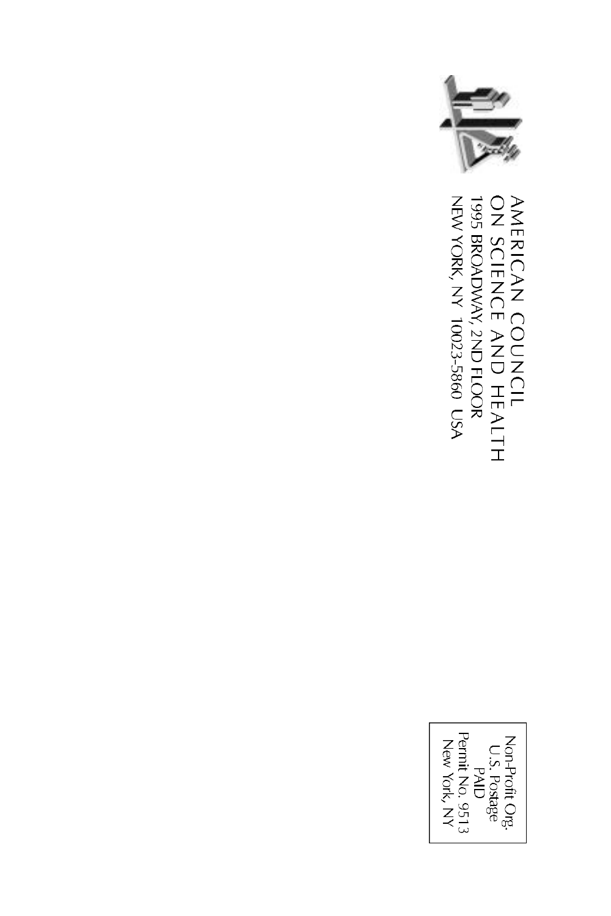AMERICAN COUNCIL
ON SCIENCE AND HEALTH
1995 BROADWAY, 2ND FLOOR
NEW YORK, NY 10023-5860 USA

Non-Profit Org.
U.S. Postage
PAID
Permit No. 9513
New York, NY